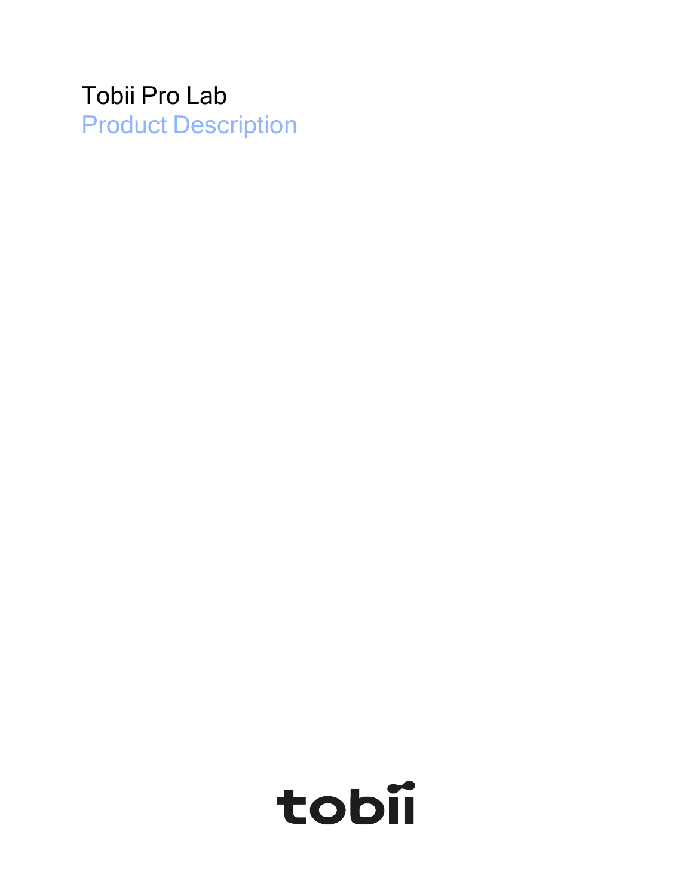# Tobii Pro Lab

## Product Description

tobii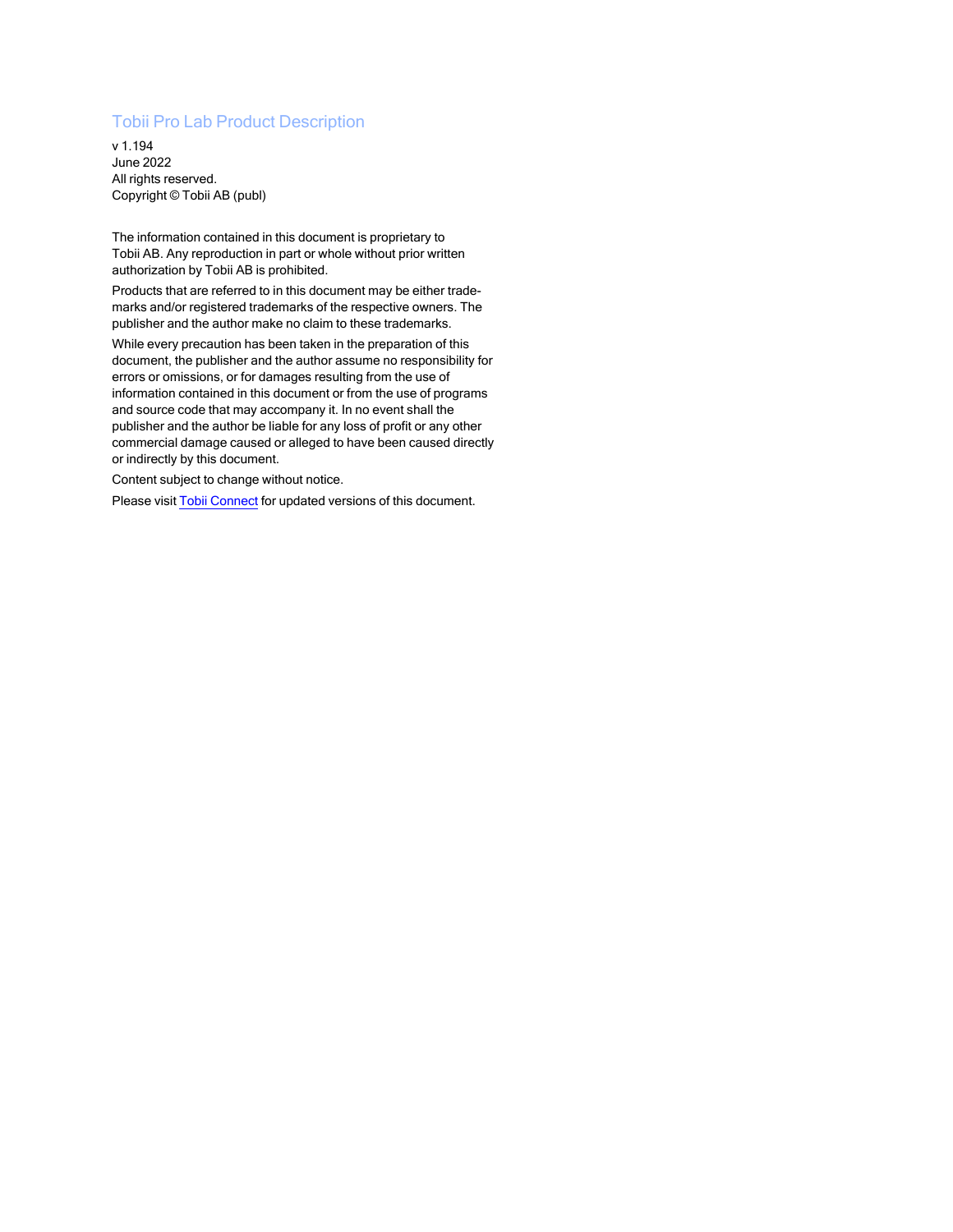# Tobii Pro Lab Product Description

v 1.194
June 2022
All rights reserved.
Copyright © Tobii AB (publ)

The information contained in this document is proprietary to Tobii AB. Any reproduction in part or whole without prior written authorization by Tobii AB is prohibited.

Products that are referred to in this document may be either trademarks and/or registered trademarks of the respective owners. The publisher and the author make no claim to these trademarks.

While every precaution has been taken in the preparation of this document, the publisher and the author assume no responsibility for errors or omissions, or for damages resulting from the use of information contained in this document or from the use of programs and source code that may accompany it. In no event shall the publisher and the author be liable for any loss of profit or any other commercial damage caused or alleged to have been caused directly or indirectly by this document.

Content subject to change without notice.

Please visit Tobii Connect for updated versions of this document.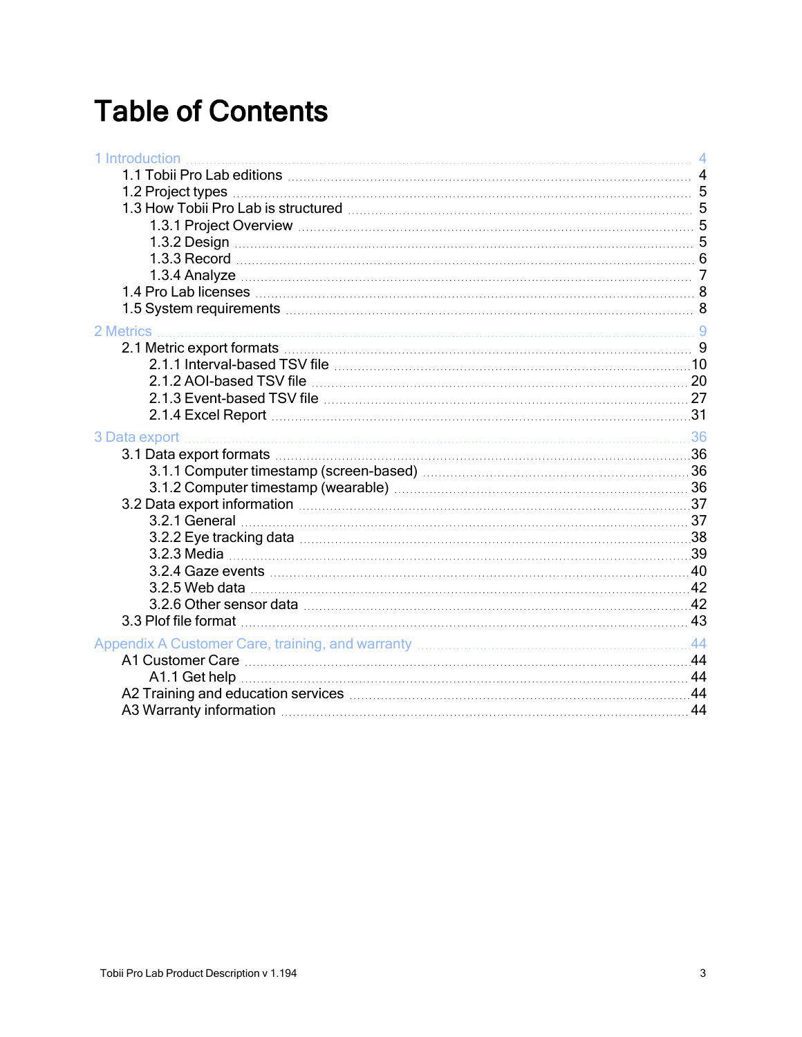# Table of Contents

- 1 Introduction ... 4
  - 1.1 Tobii Pro Lab editions ... 4
  - 1.2 Project types ... 5
  - 1.3 How Tobii Pro Lab is structured ... 5
    - 1.3.1 Project Overview ... 5
    - 1.3.2 Design ... 5
    - 1.3.3 Record ... 6
    - 1.3.4 Analyze ... 7
  - 1.4 Pro Lab licenses ... 8
  - 1.5 System requirements ... 8
- 2 Metrics ... 9
  - 2.1 Metric export formats ... 9
    - 2.1.1 Interval-based TSV file ... 10
    - 2.1.2 AOI-based TSV file ... 20
    - 2.1.3 Event-based TSV file ... 27
    - 2.1.4 Excel Report ... 31
- 3 Data export ... 36
  - 3.1 Data export formats ... 36
    - 3.1.1 Computer timestamp (screen-based) ... 36
    - 3.1.2 Computer timestamp (wearable) ... 36
  - 3.2 Data export information ... 37
    - 3.2.1 General ... 37
    - 3.2.2 Eye tracking data ... 38
    - 3.2.3 Media ... 39
    - 3.2.4 Gaze events ... 40
    - 3.2.5 Web data ... 42
    - 3.2.6 Other sensor data ... 42
  - 3.3 Plof file format ... 43
- Appendix A Customer Care, training, and warranty ... 44
  - A1 Customer Care ... 44
    - A1.1 Get help ... 44
  - A2 Training and education services ... 44
  - A3 Warranty information ... 44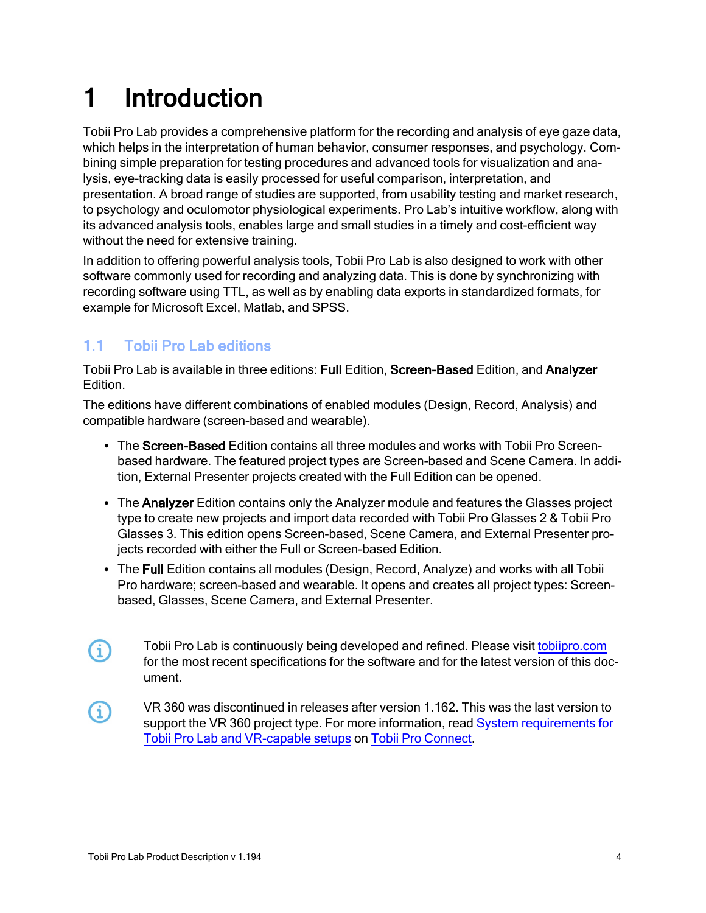# 1 Introduction

Tobii Pro Lab provides a comprehensive platform for the recording and analysis of eye gaze data, which helps in the interpretation of human behavior, consumer responses, and psychology. Combining simple preparation for testing procedures and advanced tools for visualization and analysis, eye-tracking data is easily processed for useful comparison, interpretation, and presentation. A broad range of studies are supported, from usability testing and market research, to psychology and oculomotor physiological experiments. Pro Lab's intuitive workflow, along with its advanced analysis tools, enables large and small studies in a timely and cost-efficient way without the need for extensive training.

In addition to offering powerful analysis tools, Tobii Pro Lab is also designed to work with other software commonly used for recording and analyzing data. This is done by synchronizing with recording software using TTL, as well as by enabling data exports in standardized formats, for example for Microsoft Excel, Matlab, and SPSS.

## 1.1 Tobii Pro Lab editions

Tobii Pro Lab is available in three editions: **Full** Edition, **Screen-Based** Edition, and **Analyzer** Edition.

The editions have different combinations of enabled modules (Design, Record, Analysis) and compatible hardware (screen-based and wearable).

- The **Screen-Based** Edition contains all three modules and works with Tobii Pro Screen-based hardware. The featured project types are Screen-based and Scene Camera. In addition, External Presenter projects created with the Full Edition can be opened.
- The **Analyzer** Edition contains only the Analyzer module and features the Glasses project type to create new projects and import data recorded with Tobii Pro Glasses 2 & Tobii Pro Glasses 3. This edition opens Screen-based, Scene Camera, and External Presenter projects recorded with either the Full or Screen-based Edition.
- The **Full** Edition contains all modules (Design, Record, Analyze) and works with all Tobii Pro hardware; screen-based and wearable. It opens and creates all project types: Screen-based, Glasses, Scene Camera, and External Presenter.

Tobii Pro Lab is continuously being developed and refined. Please visit tobiipro.com for the most recent specifications for the software and for the latest version of this document.

VR 360 was discontinued in releases after version 1.162. This was the last version to support the VR 360 project type. For more information, read System requirements for Tobii Pro Lab and VR-capable setups on Tobii Pro Connect.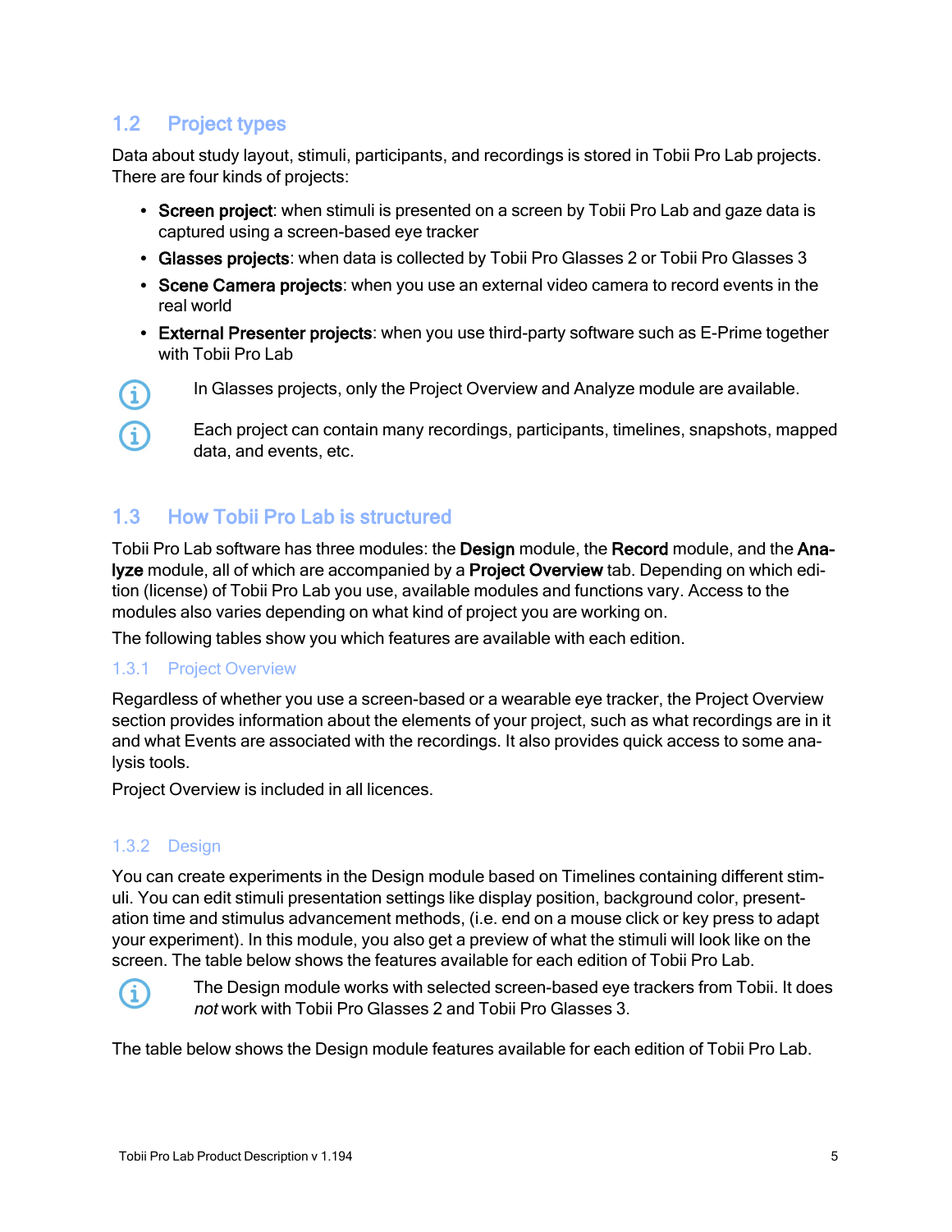## 1.2 Project types

Data about study layout, stimuli, participants, and recordings is stored in Tobii Pro Lab projects. There are four kinds of projects:

- **Screen project**: when stimuli is presented on a screen by Tobii Pro Lab and gaze data is captured using a screen-based eye tracker
- **Glasses projects**: when data is collected by Tobii Pro Glasses 2 or Tobii Pro Glasses 3
- **Scene Camera projects**: when you use an external video camera to record events in the real world
- **External Presenter projects**: when you use third-party software such as E-Prime together with Tobii Pro Lab

> In Glasses projects, only the Project Overview and Analyze module are available.

> Each project can contain many recordings, participants, timelines, snapshots, mapped data, and events, etc.

## 1.3 How Tobii Pro Lab is structured

Tobii Pro Lab software has three modules: the **Design** module, the **Record** module, and the **Analyze** module, all of which are accompanied by a **Project Overview** tab. Depending on which edition (license) of Tobii Pro Lab you use, available modules and functions vary. Access to the modules also varies depending on what kind of project you are working on.

The following tables show you which features are available with each edition.

### 1.3.1 Project Overview

Regardless of whether you use a screen-based or a wearable eye tracker, the Project Overview section provides information about the elements of your project, such as what recordings are in it and what Events are associated with the recordings. It also provides quick access to some analysis tools.

Project Overview is included in all licences.

### 1.3.2 Design

You can create experiments in the Design module based on Timelines containing different stimuli. You can edit stimuli presentation settings like display position, background color, presentation time and stimulus advancement methods, (i.e. end on a mouse click or key press to adapt your experiment). In this module, you also get a preview of what the stimuli will look like on the screen. The table below shows the features available for each edition of Tobii Pro Lab.

> The Design module works with selected screen-based eye trackers from Tobii. It does *not* work with Tobii Pro Glasses 2 and Tobii Pro Glasses 3.

The table below shows the Design module features available for each edition of Tobii Pro Lab.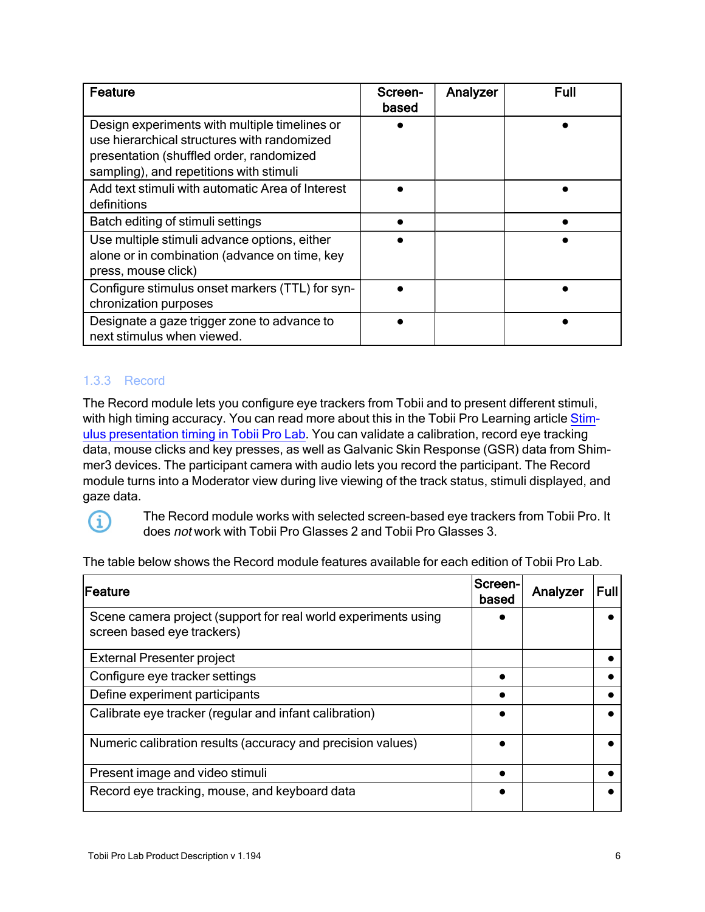| Feature | Screen-based | Analyzer | Full |
|---|---|---|---|
| Design experiments with multiple timelines or use hierarchical structures with randomized presentation (shuffled order, randomized sampling), and repetitions with stimuli | ● | | ● |
| Add text stimuli with automatic Area of Interest definitions | ● | | ● |
| Batch editing of stimuli settings | ● | | ● |
| Use multiple stimuli advance options, either alone or in combination (advance on time, key press, mouse click) | ● | | ● |
| Configure stimulus onset markers (TTL) for synchronization purposes | ● | | ● |
| Designate a gaze trigger zone to advance to next stimulus when viewed. | ● | | ● |

### 1.3.3 Record

The Record module lets you configure eye trackers from Tobii and to present different stimuli, with high timing accuracy. You can read more about this in the Tobii Pro Learning article [Stimulus presentation timing in Tobii Pro Lab](). You can validate a calibration, record eye tracking data, mouse clicks and key presses, as well as Galvanic Skin Response (GSR) data from Shimmer3 devices. The participant camera with audio lets you record the participant. The Record module turns into a Moderator view during live viewing of the track status, stimuli displayed, and gaze data.

> The Record module works with selected screen-based eye trackers from Tobii Pro. It does *not* work with Tobii Pro Glasses 2 and Tobii Pro Glasses 3.

The table below shows the Record module features available for each edition of Tobii Pro Lab.

| Feature | Screen-based | Analyzer | Full |
|---|---|---|---|
| Scene camera project (support for real world experiments using screen based eye trackers) | ● | | ● |
| External Presenter project | | | ● |
| Configure eye tracker settings | ● | | ● |
| Define experiment participants | ● | | ● |
| Calibrate eye tracker (regular and infant calibration) | ● | | ● |
| Numeric calibration results (accuracy and precision values) | ● | | ● |
| Present image and video stimuli | ● | | ● |
| Record eye tracking, mouse, and keyboard data | ● | | ● |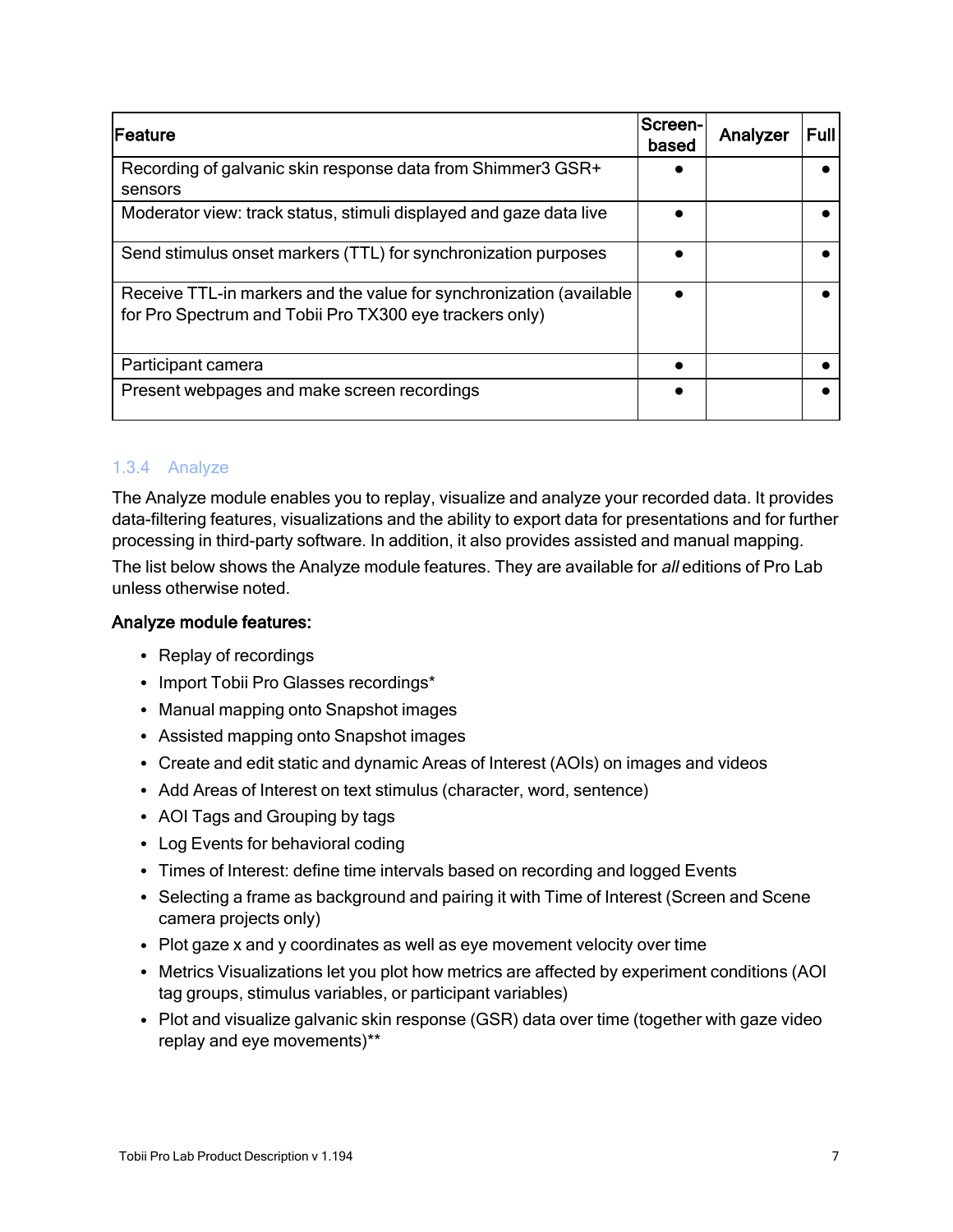| Feature | Screen-based | Analyzer | Full |
| --- | --- | --- | --- |
| Recording of galvanic skin response data from Shimmer3 GSR+ sensors | ● | | ● |
| Moderator view: track status, stimuli displayed and gaze data live | ● | | ● |
| Send stimulus onset markers (TTL) for synchronization purposes | ● | | ● |
| Receive TTL-in markers and the value for synchronization (available for Pro Spectrum and Tobii Pro TX300 eye trackers only) | ● | | ● |
| Participant camera | ● | | ● |
| Present webpages and make screen recordings | ● | | ● |

### 1.3.4 Analyze

The Analyze module enables you to replay, visualize and analyze your recorded data. It provides data-filtering features, visualizations and the ability to export data for presentations and for further processing in third-party software. In addition, it also provides assisted and manual mapping.

The list below shows the Analyze module features. They are available for *all* editions of Pro Lab unless otherwise noted.

**Analyze module features:**

- Replay of recordings
- Import Tobii Pro Glasses recordings*
- Manual mapping onto Snapshot images
- Assisted mapping onto Snapshot images
- Create and edit static and dynamic Areas of Interest (AOIs) on images and videos
- Add Areas of Interest on text stimulus (character, word, sentence)
- AOI Tags and Grouping by tags
- Log Events for behavioral coding
- Times of Interest: define time intervals based on recording and logged Events
- Selecting a frame as background and pairing it with Time of Interest (Screen and Scene camera projects only)
- Plot gaze x and y coordinates as well as eye movement velocity over time
- Metrics Visualizations let you plot how metrics are affected by experiment conditions (AOI tag groups, stimulus variables, or participant variables)
- Plot and visualize galvanic skin response (GSR) data over time (together with gaze video replay and eye movements)**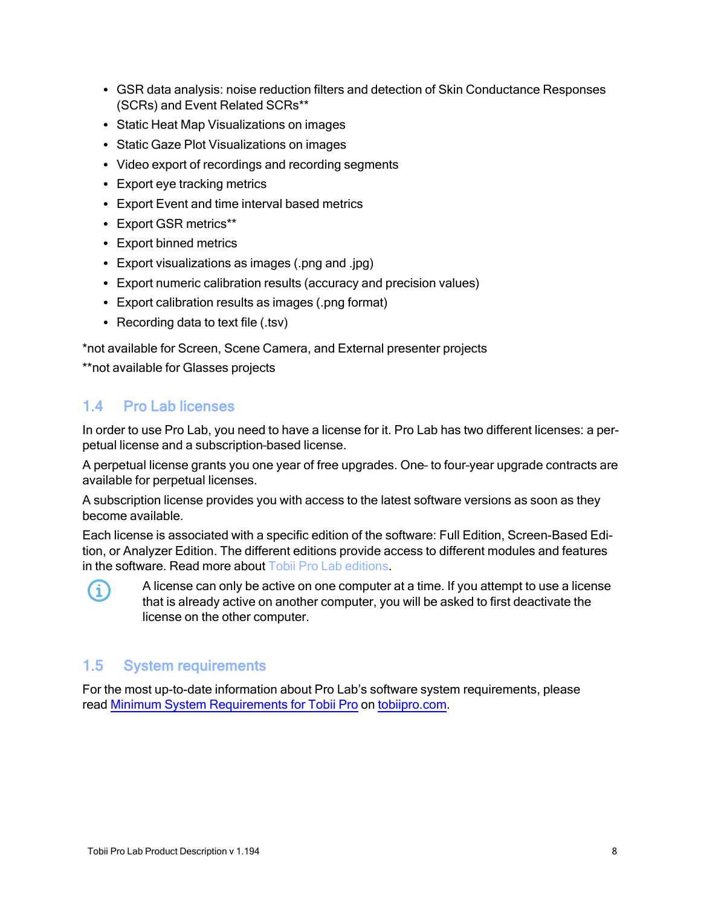- GSR data analysis: noise reduction filters and detection of Skin Conductance Responses (SCRs) and Event Related SCRs**
- Static Heat Map Visualizations on images
- Static Gaze Plot Visualizations on images
- Video export of recordings and recording segments
- Export eye tracking metrics
- Export Event and time interval based metrics
- Export GSR metrics**
- Export binned metrics
- Export visualizations as images (.png and .jpg)
- Export numeric calibration results (accuracy and precision values)
- Export calibration results as images (.png format)
- Recording data to text file (.tsv)

*not available for Screen, Scene Camera, and External presenter projects

**not available for Glasses projects

## 1.4 Pro Lab licenses

In order to use Pro Lab, you need to have a license for it. Pro Lab has two different licenses: a perpetual license and a subscription-based license.

A perpetual license grants you one year of free upgrades. One- to four-year upgrade contracts are available for perpetual licenses.

A subscription license provides you with access to the latest software versions as soon as they become available.

Each license is associated with a specific edition of the software: Full Edition, Screen-Based Edition, or Analyzer Edition. The different editions provide access to different modules and features in the software. Read more about Tobii Pro Lab editions.

> A license can only be active on one computer at a time. If you attempt to use a license that is already active on another computer, you will be asked to first deactivate the license on the other computer.

## 1.5 System requirements

For the most up-to-date information about Pro Lab's software system requirements, please read Minimum System Requirements for Tobii Pro on tobiipro.com.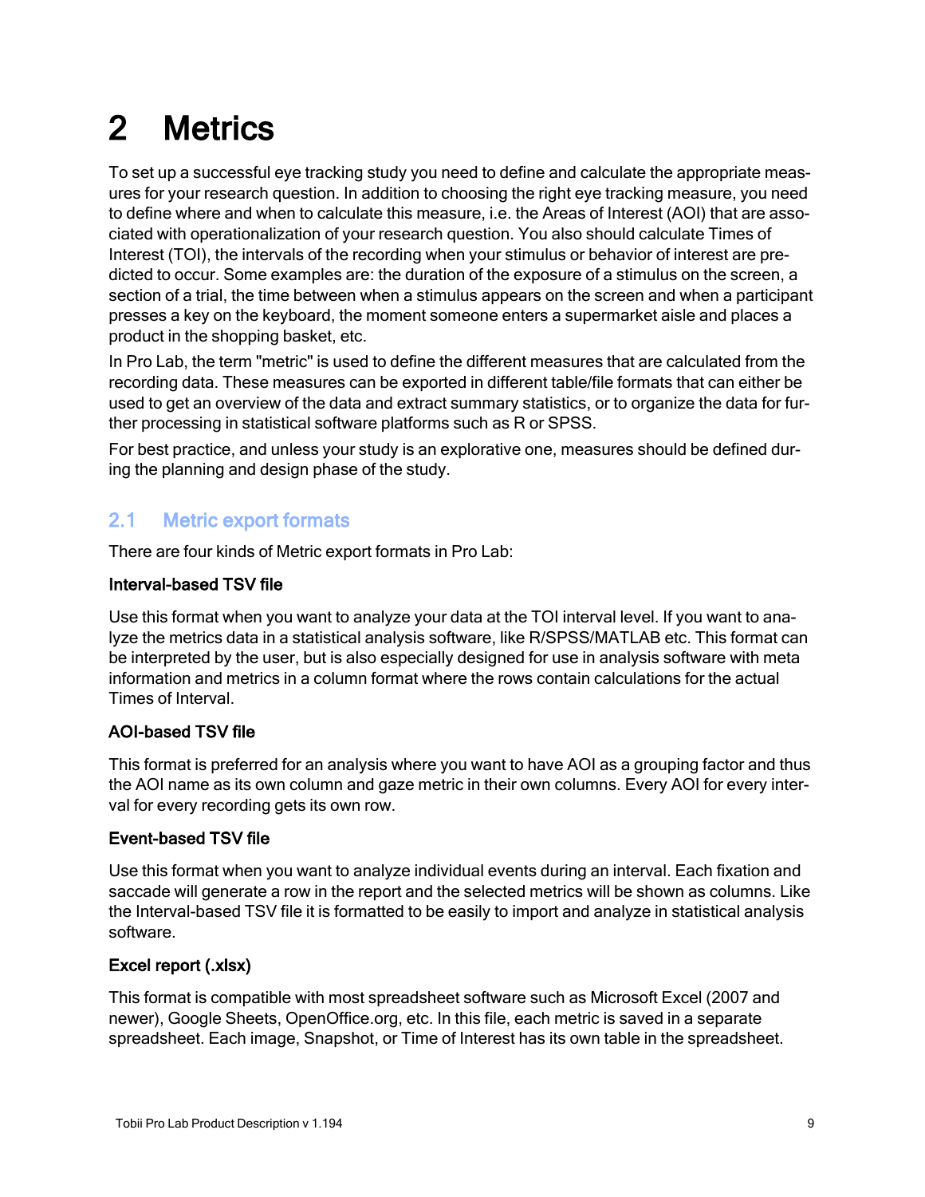# 2 Metrics

To set up a successful eye tracking study you need to define and calculate the appropriate measures for your research question. In addition to choosing the right eye tracking measure, you need to define where and when to calculate this measure, i.e. the Areas of Interest (AOI) that are associated with operationalization of your research question. You also should calculate Times of Interest (TOI), the intervals of the recording when your stimulus or behavior of interest are predicted to occur. Some examples are: the duration of the exposure of a stimulus on the screen, a section of a trial, the time between when a stimulus appears on the screen and when a participant presses a key on the keyboard, the moment someone enters a supermarket aisle and places a product in the shopping basket, etc.

In Pro Lab, the term "metric" is used to define the different measures that are calculated from the recording data. These measures can be exported in different table/file formats that can either be used to get an overview of the data and extract summary statistics, or to organize the data for further processing in statistical software platforms such as R or SPSS.

For best practice, and unless your study is an explorative one, measures should be defined during the planning and design phase of the study.

## 2.1 Metric export formats

There are four kinds of Metric export formats in Pro Lab:

**Interval-based TSV file**

Use this format when you want to analyze your data at the TOI interval level. If you want to analyze the metrics data in a statistical analysis software, like R/SPSS/MATLAB etc. This format can be interpreted by the user, but is also especially designed for use in analysis software with meta information and metrics in a column format where the rows contain calculations for the actual Times of Interval.

**AOI-based TSV file**

This format is preferred for an analysis where you want to have AOI as a grouping factor and thus the AOI name as its own column and gaze metric in their own columns. Every AOI for every interval for every recording gets its own row.

**Event-based TSV file**

Use this format when you want to analyze individual events during an interval. Each fixation and saccade will generate a row in the report and the selected metrics will be shown as columns. Like the Interval-based TSV file it is formatted to be easily to import and analyze in statistical analysis software.

**Excel report (.xlsx)**

This format is compatible with most spreadsheet software such as Microsoft Excel (2007 and newer), Google Sheets, OpenOffice.org, etc. In this file, each metric is saved in a separate spreadsheet. Each image, Snapshot, or Time of Interest has its own table in the spreadsheet.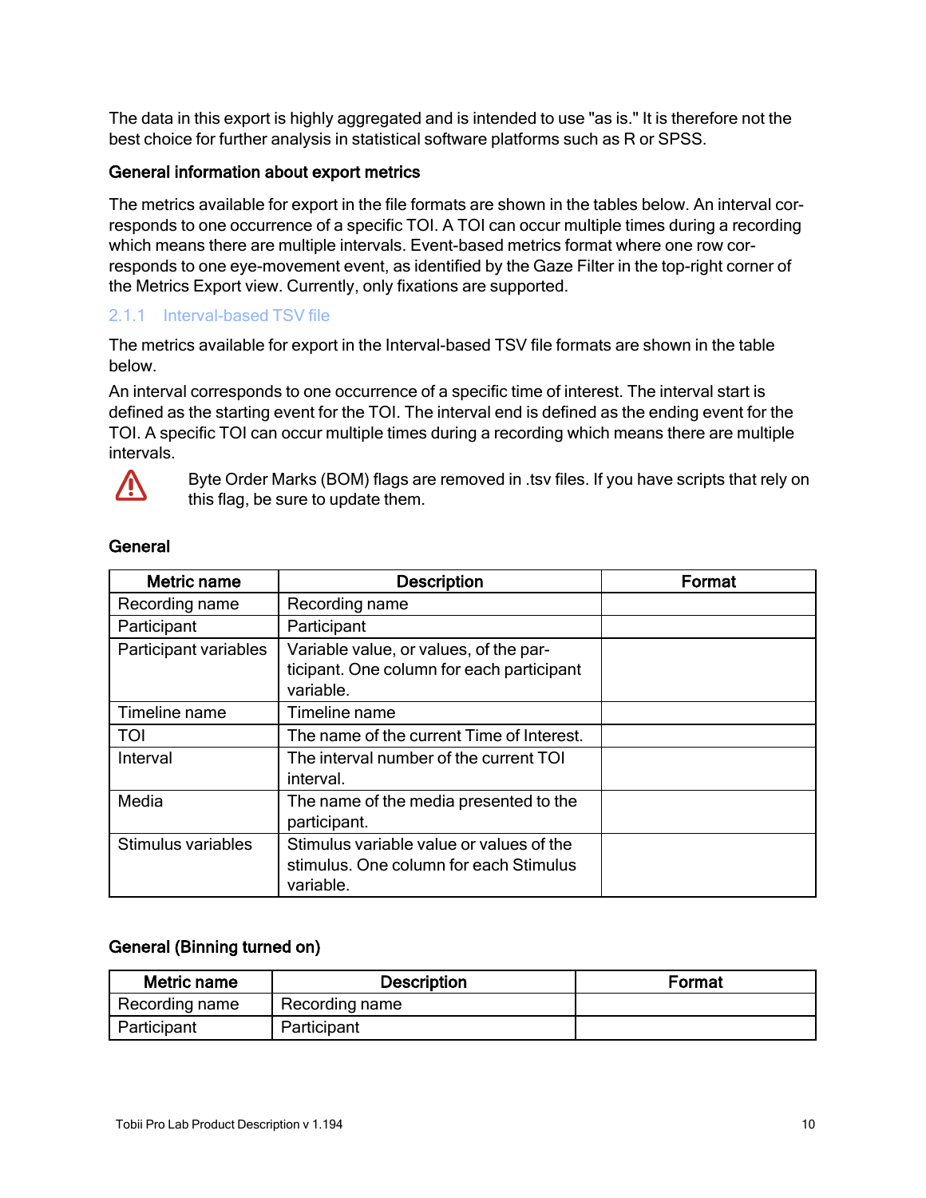The data in this export is highly aggregated and is intended to use "as is." It is therefore not the best choice for further analysis in statistical software platforms such as R or SPSS.

**General information about export metrics**

The metrics available for export in the file formats are shown in the tables below. An interval corresponds to one occurrence of a specific TOI. A TOI can occur multiple times during a recording which means there are multiple intervals. Event-based metrics format where one row corresponds to one eye-movement event, as identified by the Gaze Filter in the top-right corner of the Metrics Export view. Currently, only fixations are supported.

### 2.1.1 Interval-based TSV file

The metrics available for export in the Interval-based TSV file formats are shown in the table below.

An interval corresponds to one occurrence of a specific time of interest. The interval start is defined as the starting event for the TOI. The interval end is defined as the ending event for the TOI. A specific TOI can occur multiple times during a recording which means there are multiple intervals.

⚠ Byte Order Marks (BOM) flags are removed in .tsv files. If you have scripts that rely on this flag, be sure to update them.

**General**

| Metric name | Description | Format |
| --- | --- | --- |
| Recording name | Recording name | |
| Participant | Participant | |
| Participant variables | Variable value, or values, of the participant. One column for each participant variable. | |
| Timeline name | Timeline name | |
| TOI | The name of the current Time of Interest. | |
| Interval | The interval number of the current TOI interval. | |
| Media | The name of the media presented to the participant. | |
| Stimulus variables | Stimulus variable value or values of the stimulus. One column for each Stimulus variable. | |

**General (Binning turned on)**

| Metric name | Description | Format |
| --- | --- | --- |
| Recording name | Recording name | |
| Participant | Participant | |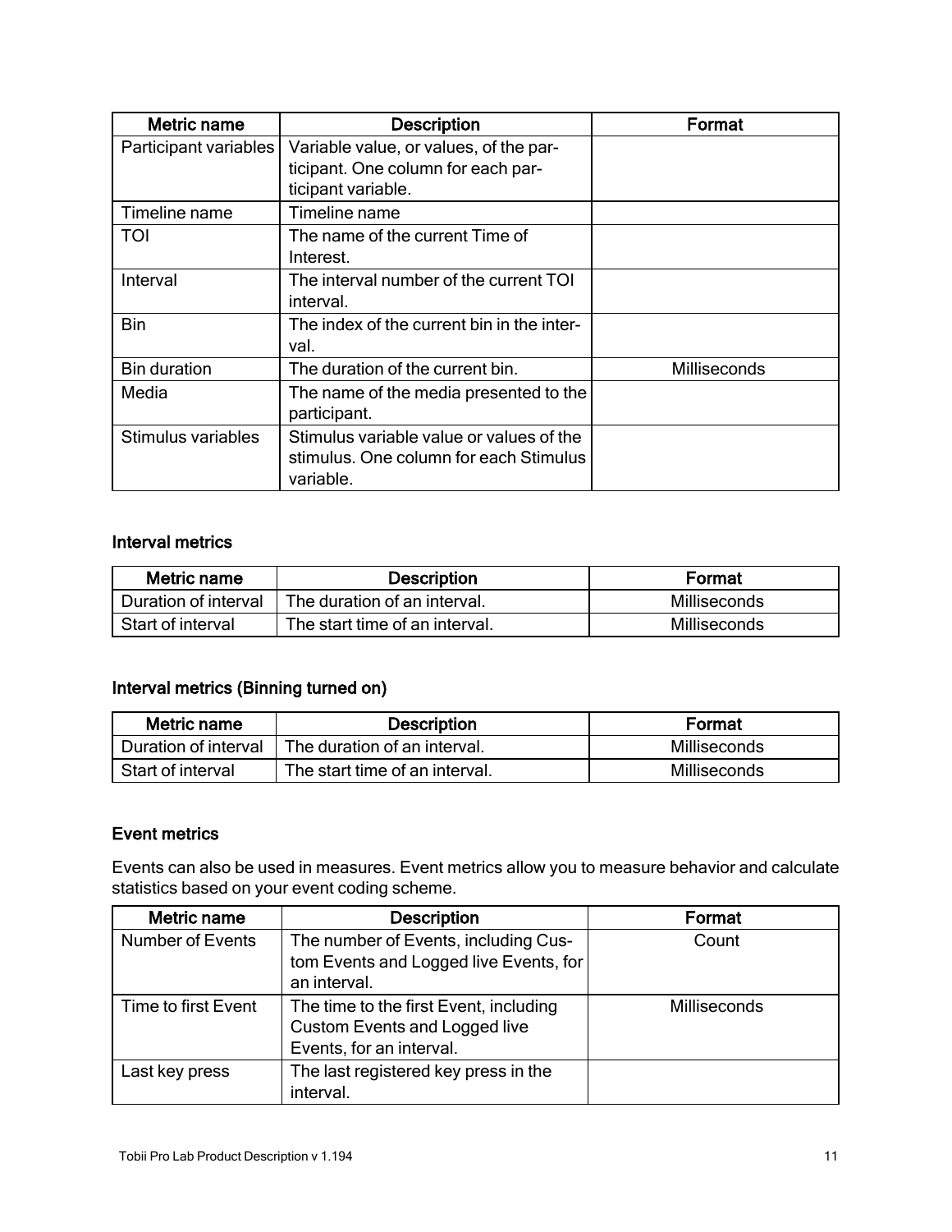| Metric name | Description | Format |
|---|---|---|
| Participant variables | Variable value, or values, of the participant. One column for each participant variable. | |
| Timeline name | Timeline name | |
| TOI | The name of the current Time of Interest. | |
| Interval | The interval number of the current TOI interval. | |
| Bin | The index of the current bin in the interval. | |
| Bin duration | The duration of the current bin. | Milliseconds |
| Media | The name of the media presented to the participant. | |
| Stimulus variables | Stimulus variable value or values of the stimulus. One column for each Stimulus variable. | |

#### Interval metrics

| Metric name | Description | Format |
|---|---|---|
| Duration of interval | The duration of an interval. | Milliseconds |
| Start of interval | The start time of an interval. | Milliseconds |

#### Interval metrics (Binning turned on)

| Metric name | Description | Format |
|---|---|---|
| Duration of interval | The duration of an interval. | Milliseconds |
| Start of interval | The start time of an interval. | Milliseconds |

#### Event metrics

Events can also be used in measures. Event metrics allow you to measure behavior and calculate statistics based on your event coding scheme.

| Metric name | Description | Format |
|---|---|---|
| Number of Events | The number of Events, including Custom Events and Logged live Events, for an interval. | Count |
| Time to first Event | The time to the first Event, including Custom Events and Logged live Events, for an interval. | Milliseconds |
| Last key press | The last registered key press in the interval. | |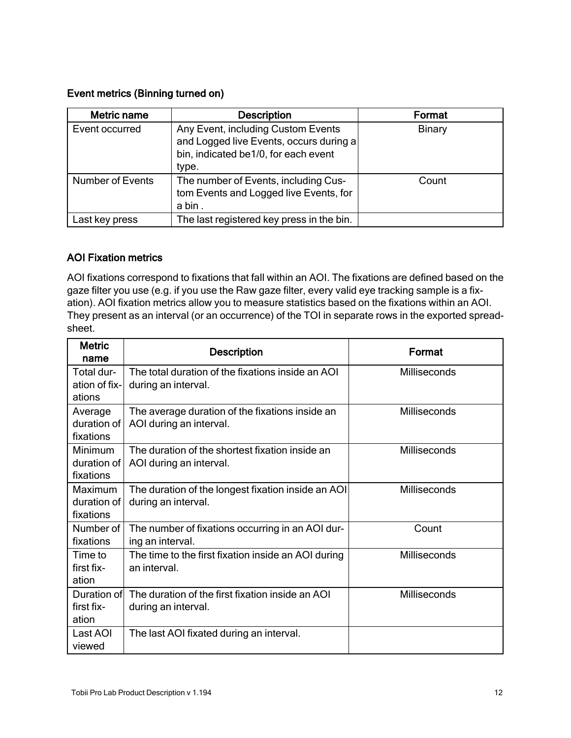### Event metrics (Binning turned on)

| Metric name | Description | Format |
| --- | --- | --- |
| Event occurred | Any Event, including Custom Events and Logged live Events, occurs during a bin, indicated be1/0, for each event type. | Binary |
| Number of Events | The number of Events, including Custom Events and Logged live Events, for a bin . | Count |
| Last key press | The last registered key press in the bin. | |

### AOI Fixation metrics

AOI fixations correspond to fixations that fall within an AOI. The fixations are defined based on the gaze filter you use (e.g. if you use the Raw gaze filter, every valid eye tracking sample is a fixation). AOI fixation metrics allow you to measure statistics based on the fixations within an AOI. They present as an interval (or an occurrence) of the TOI in separate rows in the exported spreadsheet.

| Metric name | Description | Format |
| --- | --- | --- |
| Total duration of fixations | The total duration of the fixations inside an AOI during an interval. | Milliseconds |
| Average duration of fixations | The average duration of the fixations inside an AOI during an interval. | Milliseconds |
| Minimum duration of fixations | The duration of the shortest fixation inside an AOI during an interval. | Milliseconds |
| Maximum duration of fixations | The duration of the longest fixation inside an AOI during an interval. | Milliseconds |
| Number of fixations | The number of fixations occurring in an AOI during an interval. | Count |
| Time to first fixation | The time to the first fixation inside an AOI during an interval. | Milliseconds |
| Duration of first fixation | The duration of the first fixation inside an AOI during an interval. | Milliseconds |
| Last AOI viewed | The last AOI fixated during an interval. | |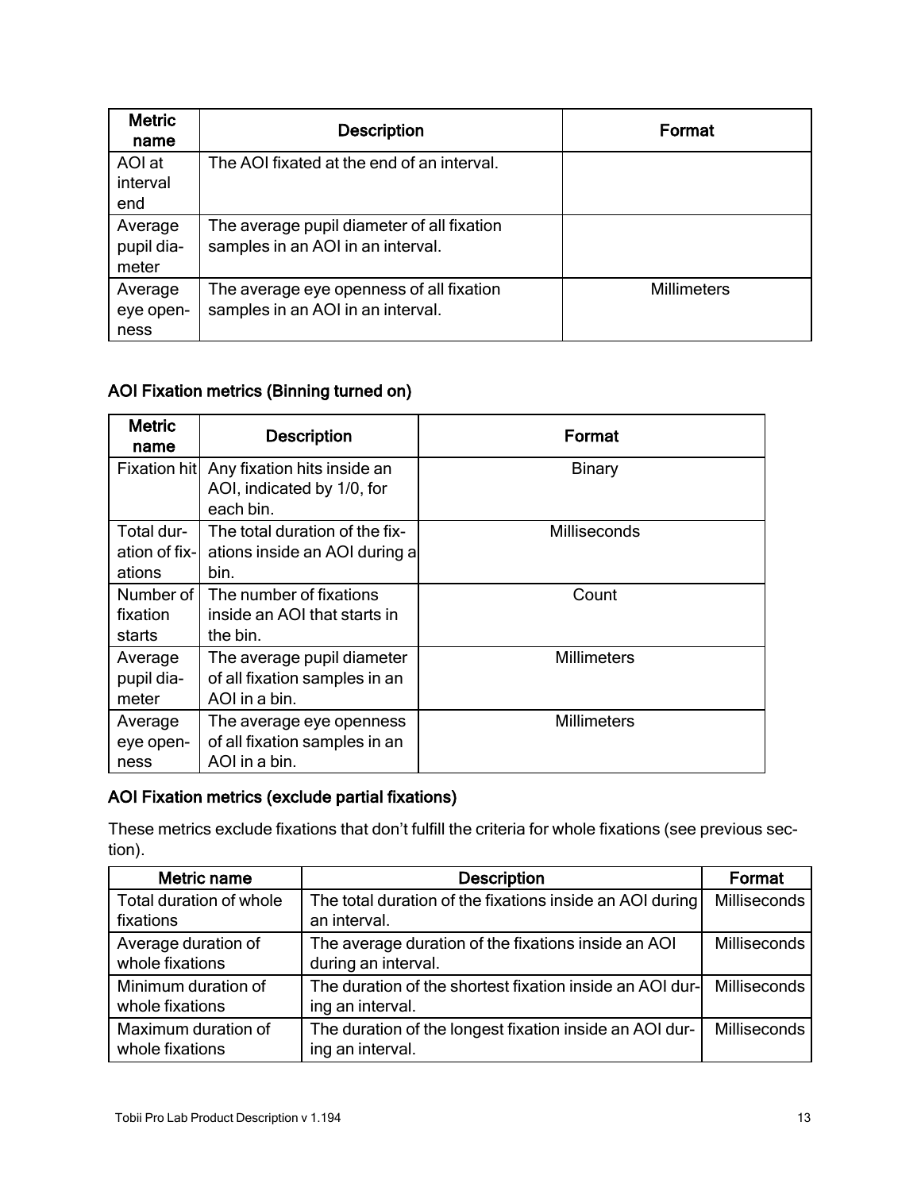| Metric name | Description | Format |
| --- | --- | --- |
| AOI at interval end | The AOI fixated at the end of an interval. | |
| Average pupil diameter | The average pupil diameter of all fixation samples in an AOI in an interval. | |
| Average eye openness | The average eye openness of all fixation samples in an AOI in an interval. | Millimeters |

### AOI Fixation metrics (Binning turned on)

| Metric name | Description | Format |
| --- | --- | --- |
| Fixation hit | Any fixation hits inside an AOI, indicated by 1/0, for each bin. | Binary |
| Total duration of fixations | The total duration of the fixations inside an AOI during a bin. | Milliseconds |
| Number of fixation starts | The number of fixations inside an AOI that starts in the bin. | Count |
| Average pupil diameter | The average pupil diameter of all fixation samples in an AOI in a bin. | Millimeters |
| Average eye openness | The average eye openness of all fixation samples in an AOI in a bin. | Millimeters |

### AOI Fixation metrics (exclude partial fixations)

These metrics exclude fixations that don't fulfill the criteria for whole fixations (see previous section).

| Metric name | Description | Format |
| --- | --- | --- |
| Total duration of whole fixations | The total duration of the fixations inside an AOI during an interval. | Milliseconds |
| Average duration of whole fixations | The average duration of the fixations inside an AOI during an interval. | Milliseconds |
| Minimum duration of whole fixations | The duration of the shortest fixation inside an AOI during an interval. | Milliseconds |
| Maximum duration of whole fixations | The duration of the longest fixation inside an AOI during an interval. | Milliseconds |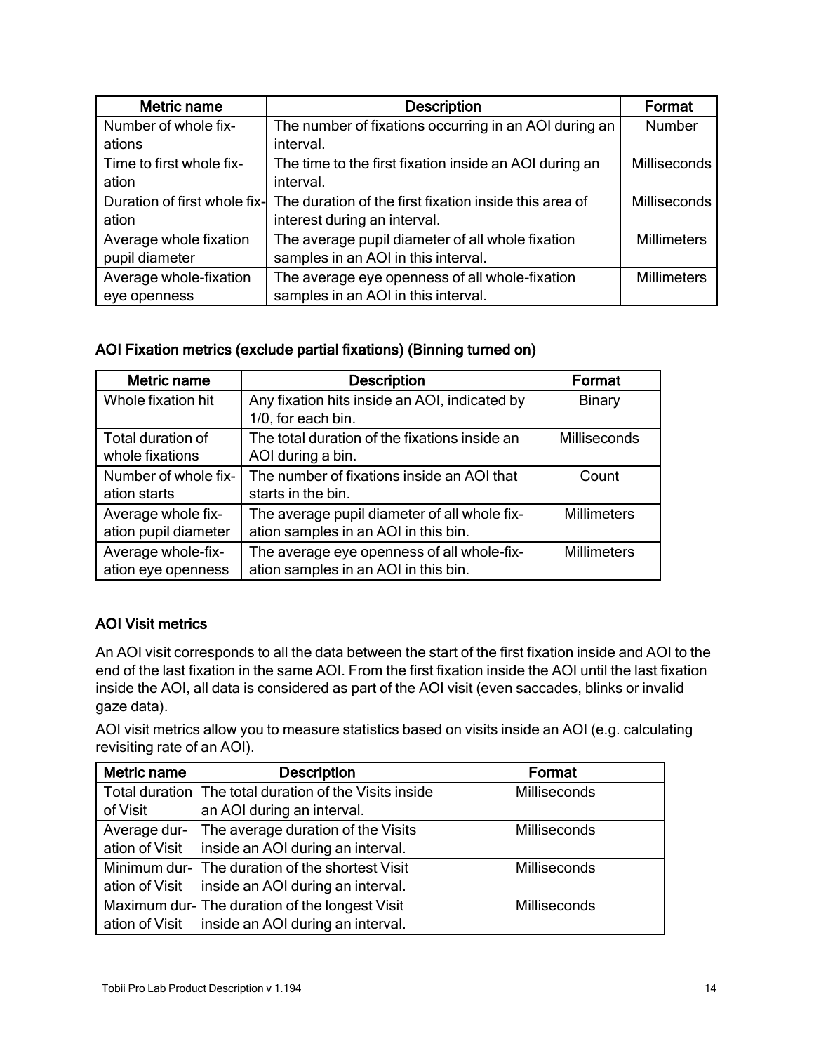| Metric name | Description | Format |
| --- | --- | --- |
| Number of whole fixations | The number of fixations occurring in an AOI during an interval. | Number |
| Time to first whole fixation | The time to the first fixation inside an AOI during an interval. | Milliseconds |
| Duration of first whole fixation | The duration of the first fixation inside this area of interest during an interval. | Milliseconds |
| Average whole fixation pupil diameter | The average pupil diameter of all whole fixation samples in an AOI in this interval. | Millimeters |
| Average whole-fixation eye openness | The average eye openness of all whole-fixation samples in an AOI in this interval. | Millimeters |

### AOI Fixation metrics (exclude partial fixations) (Binning turned on)

| Metric name | Description | Format |
| --- | --- | --- |
| Whole fixation hit | Any fixation hits inside an AOI, indicated by 1/0, for each bin. | Binary |
| Total duration of whole fixations | The total duration of the fixations inside an AOI during a bin. | Milliseconds |
| Number of whole fixation starts | The number of fixations inside an AOI that starts in the bin. | Count |
| Average whole fixation pupil diameter | The average pupil diameter of all whole fixation samples in an AOI in this bin. | Millimeters |
| Average whole-fixation eye openness | The average eye openness of all whole-fixation samples in an AOI in this bin. | Millimeters |

### AOI Visit metrics

An AOI visit corresponds to all the data between the start of the first fixation inside and AOI to the end of the last fixation in the same AOI. From the first fixation inside the AOI until the last fixation inside the AOI, all data is considered as part of the AOI visit (even saccades, blinks or invalid gaze data).

AOI visit metrics allow you to measure statistics based on visits inside an AOI (e.g. calculating revisiting rate of an AOI).

| Metric name | Description | Format |
| --- | --- | --- |
| Total duration of Visit | The total duration of the Visits inside an AOI during an interval. | Milliseconds |
| Average duration of Visit | The average duration of the Visits inside an AOI during an interval. | Milliseconds |
| Minimum duration of Visit | The duration of the shortest Visit inside an AOI during an interval. | Milliseconds |
| Maximum duration of Visit | The duration of the longest Visit inside an AOI during an interval. | Milliseconds |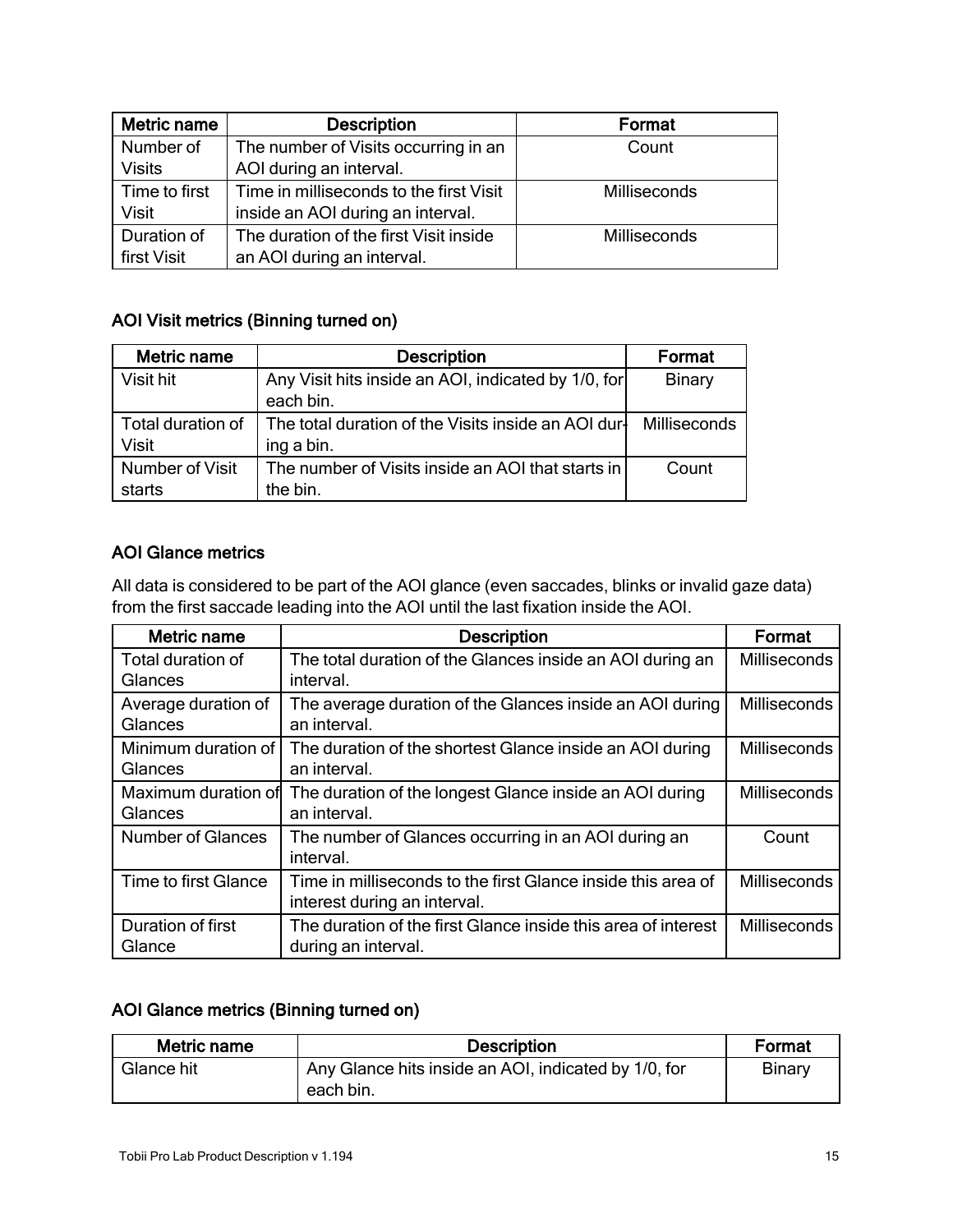| Metric name | Description | Format |
|---|---|---|
| Number of Visits | The number of Visits occurring in an AOI during an interval. | Count |
| Time to first Visit | Time in milliseconds to the first Visit inside an AOI during an interval. | Milliseconds |
| Duration of first Visit | The duration of the first Visit inside an AOI during an interval. | Milliseconds |

### AOI Visit metrics (Binning turned on)

| Metric name | Description | Format |
|---|---|---|
| Visit hit | Any Visit hits inside an AOI, indicated by 1/0, for each bin. | Binary |
| Total duration of Visit | The total duration of the Visits inside an AOI during a bin. | Milliseconds |
| Number of Visit starts | The number of Visits inside an AOI that starts in the bin. | Count |

### AOI Glance metrics

All data is considered to be part of the AOI glance (even saccades, blinks or invalid gaze data) from the first saccade leading into the AOI until the last fixation inside the AOI.

| Metric name | Description | Format |
|---|---|---|
| Total duration of Glances | The total duration of the Glances inside an AOI during an interval. | Milliseconds |
| Average duration of Glances | The average duration of the Glances inside an AOI during an interval. | Milliseconds |
| Minimum duration of Glances | The duration of the shortest Glance inside an AOI during an interval. | Milliseconds |
| Maximum duration of Glances | The duration of the longest Glance inside an AOI during an interval. | Milliseconds |
| Number of Glances | The number of Glances occurring in an AOI during an interval. | Count |
| Time to first Glance | Time in milliseconds to the first Glance inside this area of interest during an interval. | Milliseconds |
| Duration of first Glance | The duration of the first Glance inside this area of interest during an interval. | Milliseconds |

### AOI Glance metrics (Binning turned on)

| Metric name | Description | Format |
|---|---|---|
| Glance hit | Any Glance hits inside an AOI, indicated by 1/0, for each bin. | Binary |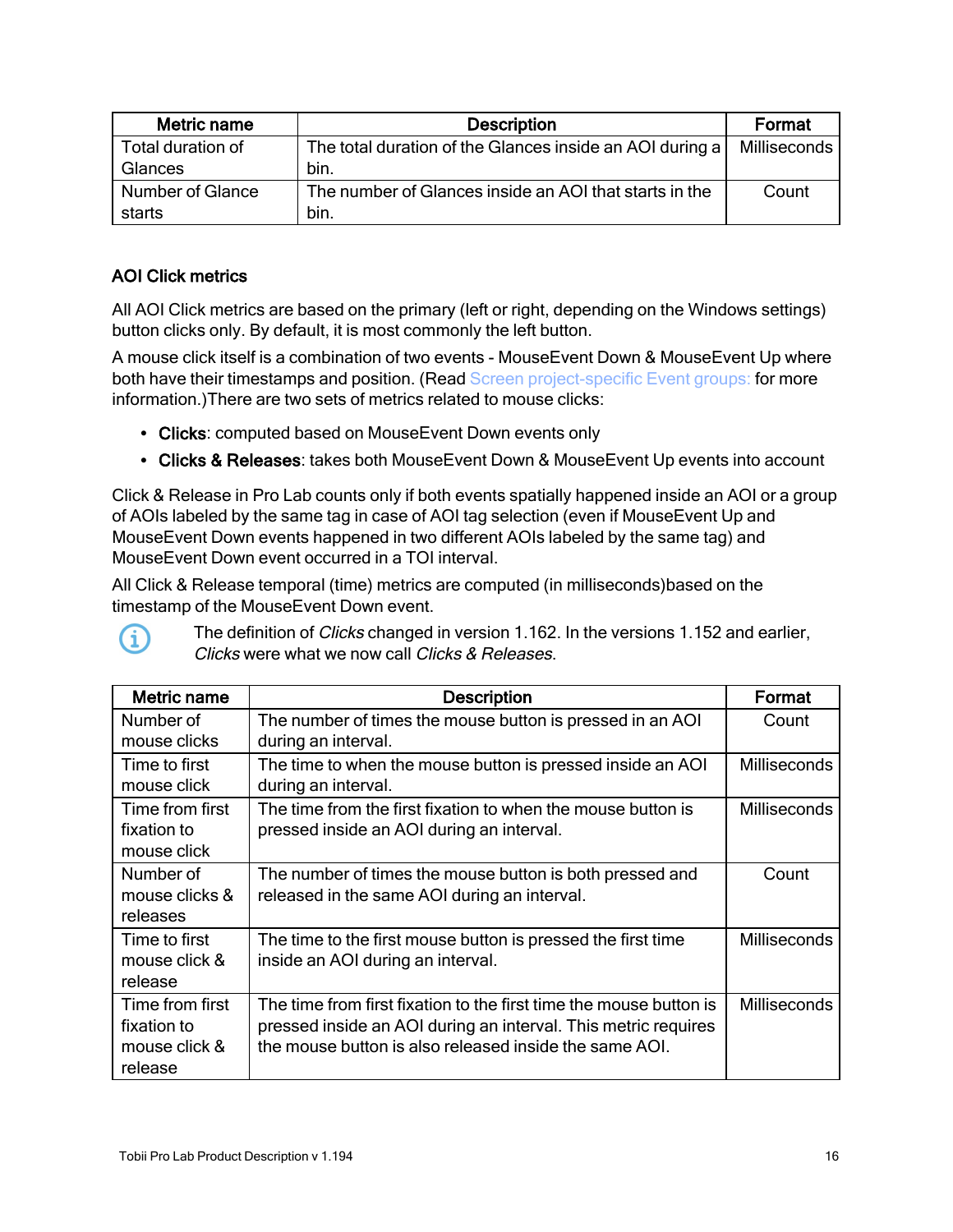| Metric name | Description | Format |
| --- | --- | --- |
| Total duration of Glances | The total duration of the Glances inside an AOI during a bin. | Milliseconds |
| Number of Glance starts | The number of Glances inside an AOI that starts in the bin. | Count |

### AOI Click metrics

All AOI Click metrics are based on the primary (left or right, depending on the Windows settings) button clicks only. By default, it is most commonly the left button.

A mouse click itself is a combination of two events - MouseEvent Down & MouseEvent Up where both have their timestamps and position. (Read Screen project-specific Event groups: for more information.)There are two sets of metrics related to mouse clicks:

- **Clicks**: computed based on MouseEvent Down events only
- **Clicks & Releases**: takes both MouseEvent Down & MouseEvent Up events into account

Click & Release in Pro Lab counts only if both events spatially happened inside an AOI or a group of AOIs labeled by the same tag in case of AOI tag selection (even if MouseEvent Up and MouseEvent Down events happened in two different AOIs labeled by the same tag) and MouseEvent Down event occurred in a TOI interval.

All Click & Release temporal (time) metrics are computed (in milliseconds)based on the timestamp of the MouseEvent Down event.

The definition of *Clicks* changed in version 1.162. In the versions 1.152 and earlier, *Clicks* were what we now call *Clicks & Releases*.

| Metric name | Description | Format |
| --- | --- | --- |
| Number of mouse clicks | The number of times the mouse button is pressed in an AOI during an interval. | Count |
| Time to first mouse click | The time to when the mouse button is pressed inside an AOI during an interval. | Milliseconds |
| Time from first fixation to mouse click | The time from the first fixation to when the mouse button is pressed inside an AOI during an interval. | Milliseconds |
| Number of mouse clicks & releases | The number of times the mouse button is both pressed and released in the same AOI during an interval. | Count |
| Time to first mouse click & release | The time to the first mouse button is pressed the first time inside an AOI during an interval. | Milliseconds |
| Time from first fixation to mouse click & release | The time from first fixation to the first time the mouse button is pressed inside an AOI during an interval. This metric requires the mouse button is also released inside the same AOI. | Milliseconds |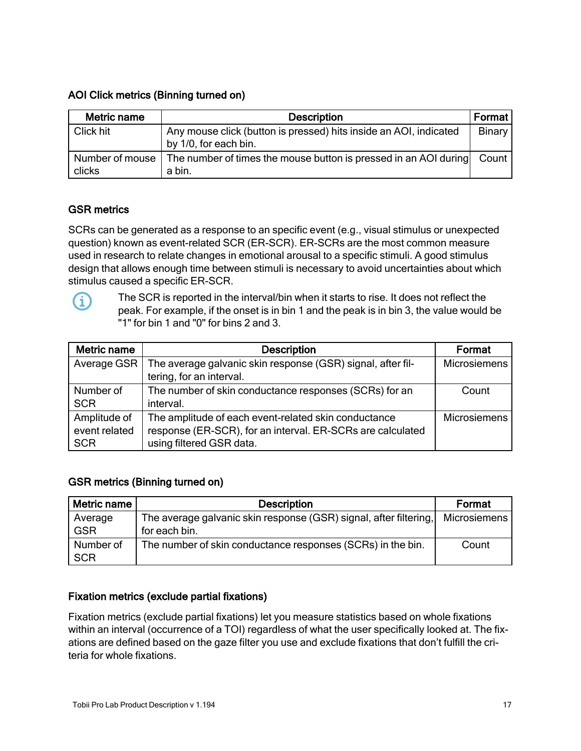### AOI Click metrics (Binning turned on)

| Metric name | Description | Format |
|---|---|---|
| Click hit | Any mouse click (button is pressed) hits inside an AOI, indicated by 1/0, for each bin. | Binary |
| Number of mouse clicks | The number of times the mouse button is pressed in an AOI during a bin. | Count |

### GSR metrics

SCRs can be generated as a response to an specific event (e.g., visual stimulus or unexpected question) known as event-related SCR (ER-SCR). ER-SCRs are the most common measure used in research to relate changes in emotional arousal to a specific stimuli. A good stimulus design that allows enough time between stimuli is necessary to avoid uncertainties about which stimulus caused a specific ER-SCR.

The SCR is reported in the interval/bin when it starts to rise. It does not reflect the peak. For example, if the onset is in bin 1 and the peak is in bin 3, the value would be "1" for bin 1 and "0" for bins 2 and 3.

| Metric name | Description | Format |
|---|---|---|
| Average GSR | The average galvanic skin response (GSR) signal, after filtering, for an interval. | Microsiemens |
| Number of SCR | The number of skin conductance responses (SCRs) for an interval. | Count |
| Amplitude of event related SCR | The amplitude of each event-related skin conductance response (ER-SCR), for an interval. ER-SCRs are calculated using filtered GSR data. | Microsiemens |

### GSR metrics (Binning turned on)

| Metric name | Description | Format |
|---|---|---|
| Average GSR | The average galvanic skin response (GSR) signal, after filtering, for each bin. | Microsiemens |
| Number of SCR | The number of skin conductance responses (SCRs) in the bin. | Count |

### Fixation metrics (exclude partial fixations)

Fixation metrics (exclude partial fixations) let you measure statistics based on whole fixations within an interval (occurrence of a TOI) regardless of what the user specifically looked at. The fixations are defined based on the gaze filter you use and exclude fixations that don't fulfill the criteria for whole fixations.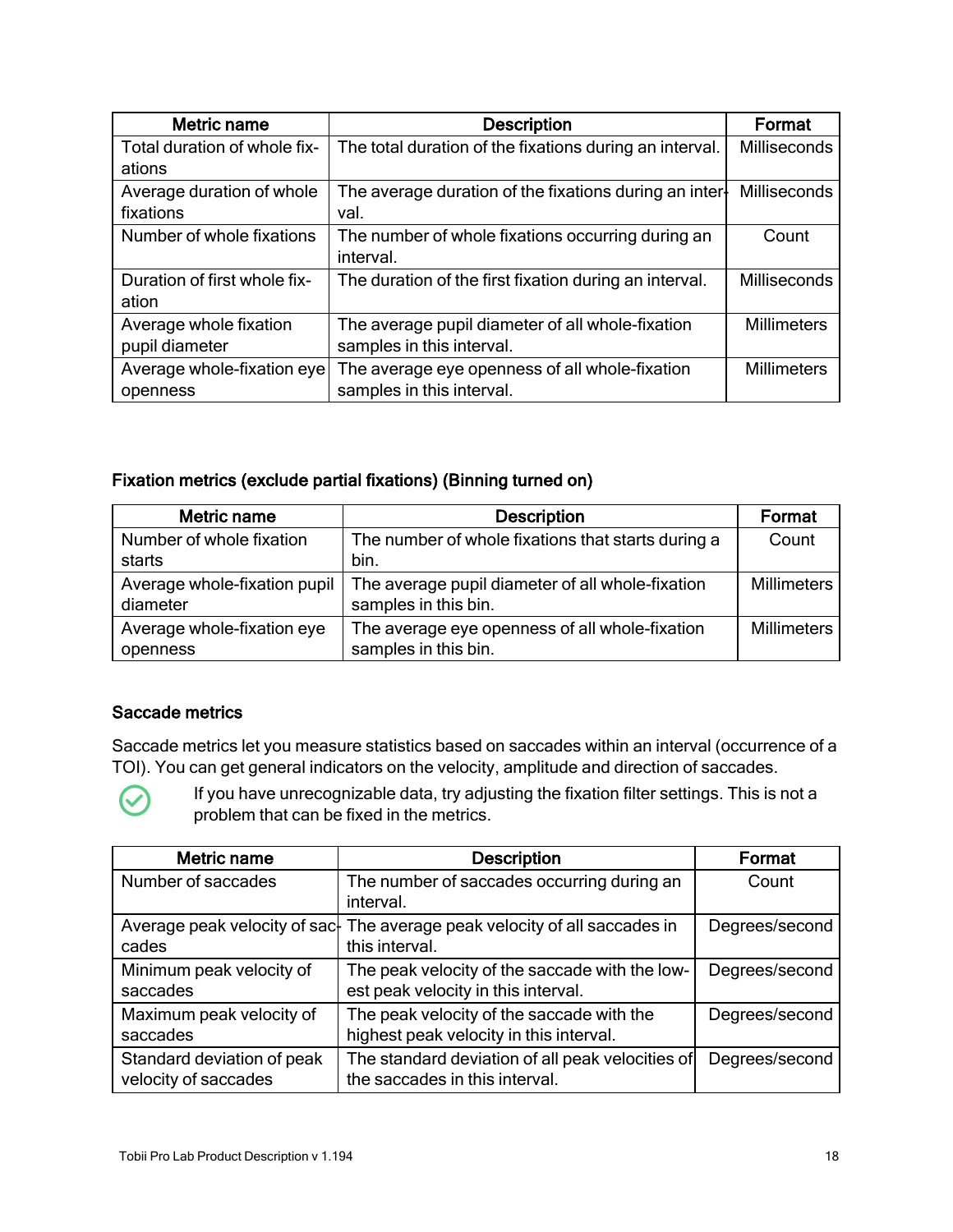| Metric name | Description | Format |
| --- | --- | --- |
| Total duration of whole fixations | The total duration of the fixations during an interval. | Milliseconds |
| Average duration of whole fixations | The average duration of the fixations during an interval. | Milliseconds |
| Number of whole fixations | The number of whole fixations occurring during an interval. | Count |
| Duration of first whole fixation | The duration of the first fixation during an interval. | Milliseconds |
| Average whole fixation pupil diameter | The average pupil diameter of all whole-fixation samples in this interval. | Millimeters |
| Average whole-fixation eye openness | The average eye openness of all whole-fixation samples in this interval. | Millimeters |

### Fixation metrics (exclude partial fixations) (Binning turned on)

| Metric name | Description | Format |
| --- | --- | --- |
| Number of whole fixation starts | The number of whole fixations that starts during a bin. | Count |
| Average whole-fixation pupil diameter | The average pupil diameter of all whole-fixation samples in this bin. | Millimeters |
| Average whole-fixation eye openness | The average eye openness of all whole-fixation samples in this bin. | Millimeters |

### Saccade metrics

Saccade metrics let you measure statistics based on saccades within an interval (occurrence of a TOI). You can get general indicators on the velocity, amplitude and direction of saccades.

If you have unrecognizable data, try adjusting the fixation filter settings. This is not a problem that can be fixed in the metrics.

| Metric name | Description | Format |
| --- | --- | --- |
| Number of saccades | The number of saccades occurring during an interval. | Count |
| Average peak velocity of saccades | The average peak velocity of all saccades in this interval. | Degrees/second |
| Minimum peak velocity of saccades | The peak velocity of the saccade with the lowest peak velocity in this interval. | Degrees/second |
| Maximum peak velocity of saccades | The peak velocity of the saccade with the highest peak velocity in this interval. | Degrees/second |
| Standard deviation of peak velocity of saccades | The standard deviation of all peak velocities of the saccades in this interval. | Degrees/second |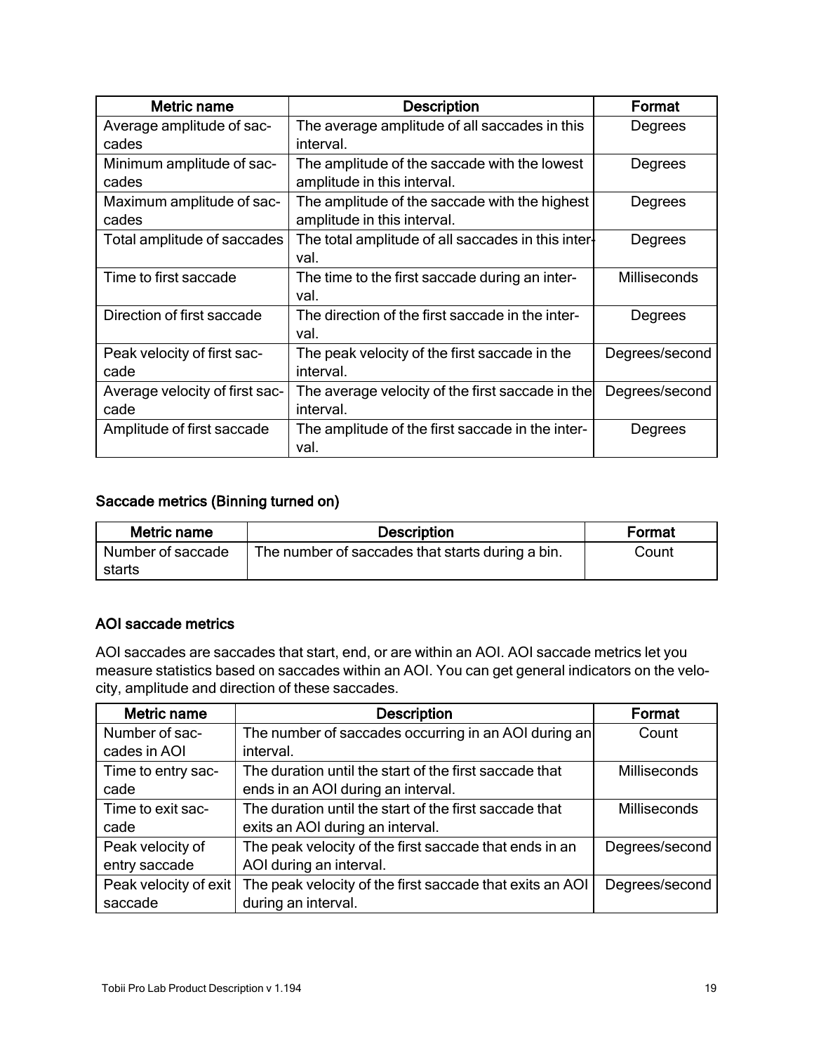| Metric name | Description | Format |
| --- | --- | --- |
| Average amplitude of saccades | The average amplitude of all saccades in this interval. | Degrees |
| Minimum amplitude of saccades | The amplitude of the saccade with the lowest amplitude in this interval. | Degrees |
| Maximum amplitude of saccades | The amplitude of the saccade with the highest amplitude in this interval. | Degrees |
| Total amplitude of saccades | The total amplitude of all saccades in this interval. | Degrees |
| Time to first saccade | The time to the first saccade during an interval. | Milliseconds |
| Direction of first saccade | The direction of the first saccade in the interval. | Degrees |
| Peak velocity of first saccade | The peak velocity of the first saccade in the interval. | Degrees/second |
| Average velocity of first saccade | The average velocity of the first saccade in the interval. | Degrees/second |
| Amplitude of first saccade | The amplitude of the first saccade in the interval. | Degrees |

### Saccade metrics (Binning turned on)

| Metric name | Description | Format |
| --- | --- | --- |
| Number of saccade starts | The number of saccades that starts during a bin. | Count |

### AOI saccade metrics

AOI saccades are saccades that start, end, or are within an AOI. AOI saccade metrics let you measure statistics based on saccades within an AOI. You can get general indicators on the velocity, amplitude and direction of these saccades.

| Metric name | Description | Format |
| --- | --- | --- |
| Number of saccades in AOI | The number of saccades occurring in an AOI during an interval. | Count |
| Time to entry saccade | The duration until the start of the first saccade that ends in an AOI during an interval. | Milliseconds |
| Time to exit saccade | The duration until the start of the first saccade that exits an AOI during an interval. | Milliseconds |
| Peak velocity of entry saccade | The peak velocity of the first saccade that ends in an AOI during an interval. | Degrees/second |
| Peak velocity of exit saccade | The peak velocity of the first saccade that exits an AOI during an interval. | Degrees/second |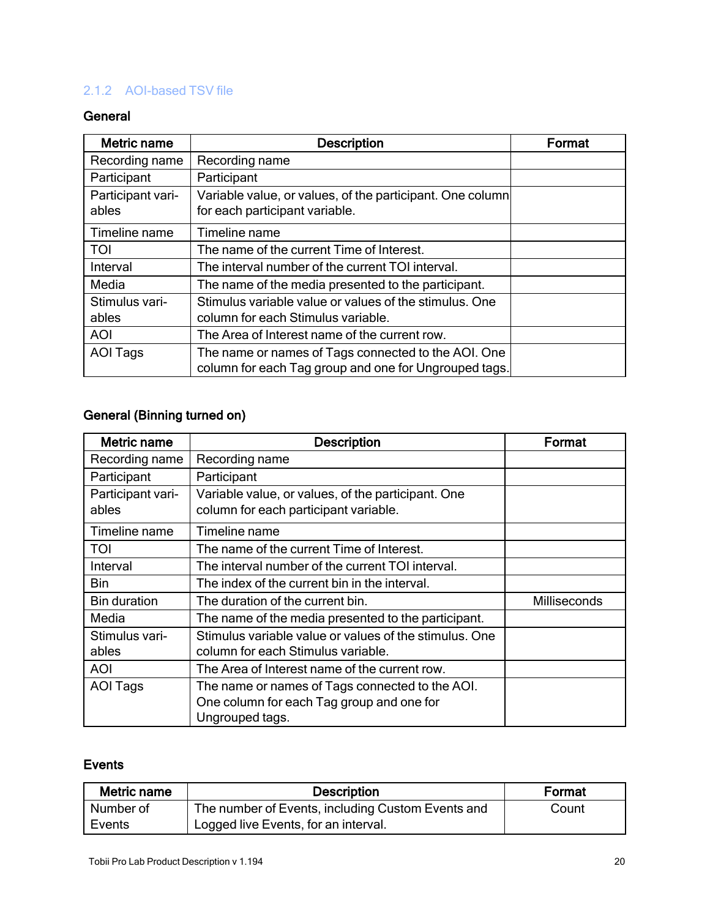### 2.1.2 AOI-based TSV file

**General**

| Metric name | Description | Format |
| --- | --- | --- |
| Recording name | Recording name | |
| Participant | Participant | |
| Participant variables | Variable value, or values, of the participant. One column for each participant variable. | |
| Timeline name | Timeline name | |
| TOI | The name of the current Time of Interest. | |
| Interval | The interval number of the current TOI interval. | |
| Media | The name of the media presented to the participant. | |
| Stimulus variables | Stimulus variable value or values of the stimulus. One column for each Stimulus variable. | |
| AOI | The Area of Interest name of the current row. | |
| AOI Tags | The name or names of Tags connected to the AOI. One column for each Tag group and one for Ungrouped tags. | |

**General (Binning turned on)**

| Metric name | Description | Format |
| --- | --- | --- |
| Recording name | Recording name | |
| Participant | Participant | |
| Participant variables | Variable value, or values, of the participant. One column for each participant variable. | |
| Timeline name | Timeline name | |
| TOI | The name of the current Time of Interest. | |
| Interval | The interval number of the current TOI interval. | |
| Bin | The index of the current bin in the interval. | |
| Bin duration | The duration of the current bin. | Milliseconds |
| Media | The name of the media presented to the participant. | |
| Stimulus variables | Stimulus variable value or values of the stimulus. One column for each Stimulus variable. | |
| AOI | The Area of Interest name of the current row. | |
| AOI Tags | The name or names of Tags connected to the AOI. One column for each Tag group and one for Ungrouped tags. | |

**Events**

| Metric name | Description | Format |
| --- | --- | --- |
| Number of Events | The number of Events, including Custom Events and Logged live Events, for an interval. | Count |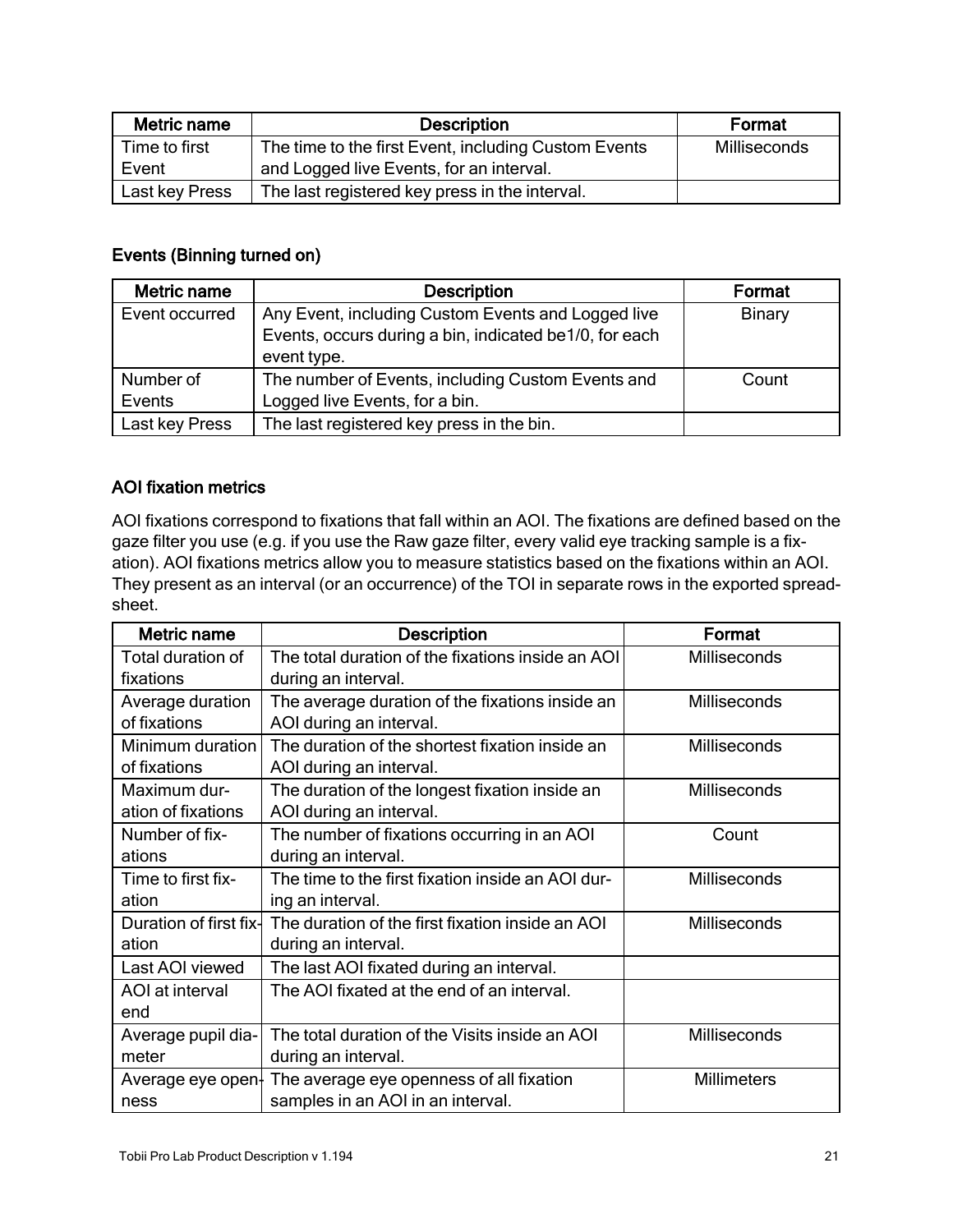| Metric name | Description | Format |
| --- | --- | --- |
| Time to first Event | The time to the first Event, including Custom Events and Logged live Events, for an interval. | Milliseconds |
| Last key Press | The last registered key press in the interval. | |

### Events (Binning turned on)

| Metric name | Description | Format |
| --- | --- | --- |
| Event occurred | Any Event, including Custom Events and Logged live Events, occurs during a bin, indicated be1/0, for each event type. | Binary |
| Number of Events | The number of Events, including Custom Events and Logged live Events, for a bin. | Count |
| Last key Press | The last registered key press in the bin. | |

### AOI fixation metrics

AOI fixations correspond to fixations that fall within an AOI. The fixations are defined based on the gaze filter you use (e.g. if you use the Raw gaze filter, every valid eye tracking sample is a fixation). AOI fixations metrics allow you to measure statistics based on the fixations within an AOI. They present as an interval (or an occurrence) of the TOI in separate rows in the exported spreadsheet.

| Metric name | Description | Format |
| --- | --- | --- |
| Total duration of fixations | The total duration of the fixations inside an AOI during an interval. | Milliseconds |
| Average duration of fixations | The average duration of the fixations inside an AOI during an interval. | Milliseconds |
| Minimum duration of fixations | The duration of the shortest fixation inside an AOI during an interval. | Milliseconds |
| Maximum duration of fixations | The duration of the longest fixation inside an AOI during an interval. | Milliseconds |
| Number of fixations | The number of fixations occurring in an AOI during an interval. | Count |
| Time to first fixation | The time to the first fixation inside an AOI during an interval. | Milliseconds |
| Duration of first fixation | The duration of the first fixation inside an AOI during an interval. | Milliseconds |
| Last AOI viewed | The last AOI fixated during an interval. | |
| AOI at interval end | The AOI fixated at the end of an interval. | |
| Average pupil diameter | The total duration of the Visits inside an AOI during an interval. | Milliseconds |
| Average eye openness | The average eye openness of all fixation samples in an AOI in an interval. | Millimeters |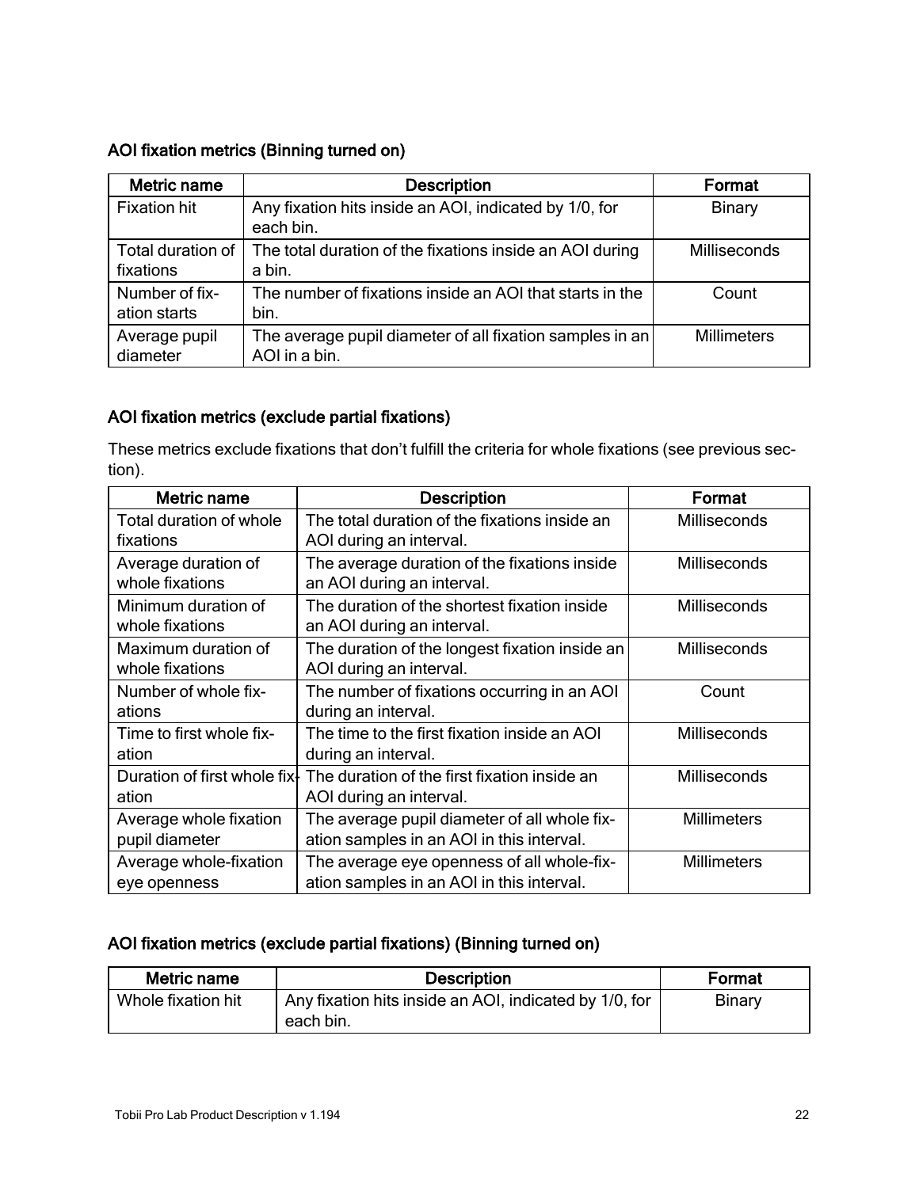### AOI fixation metrics (Binning turned on)

| Metric name | Description | Format |
|---|---|---|
| Fixation hit | Any fixation hits inside an AOI, indicated by 1/0, for each bin. | Binary |
| Total duration of fixations | The total duration of the fixations inside an AOI during a bin. | Milliseconds |
| Number of fixation starts | The number of fixations inside an AOI that starts in the bin. | Count |
| Average pupil diameter | The average pupil diameter of all fixation samples in an AOI in a bin. | Millimeters |

### AOI fixation metrics (exclude partial fixations)

These metrics exclude fixations that don't fulfill the criteria for whole fixations (see previous section).

| Metric name | Description | Format |
|---|---|---|
| Total duration of whole fixations | The total duration of the fixations inside an AOI during an interval. | Milliseconds |
| Average duration of whole fixations | The average duration of the fixations inside an AOI during an interval. | Milliseconds |
| Minimum duration of whole fixations | The duration of the shortest fixation inside an AOI during an interval. | Milliseconds |
| Maximum duration of whole fixations | The duration of the longest fixation inside an AOI during an interval. | Milliseconds |
| Number of whole fixations | The number of fixations occurring in an AOI during an interval. | Count |
| Time to first whole fixation | The time to the first fixation inside an AOI during an interval. | Milliseconds |
| Duration of first whole fixation | The duration of the first fixation inside an AOI during an interval. | Milliseconds |
| Average whole fixation pupil diameter | The average pupil diameter of all whole fixation samples in an AOI in this interval. | Millimeters |
| Average whole-fixation eye openness | The average eye openness of all whole-fixation samples in an AOI in this interval. | Millimeters |

### AOI fixation metrics (exclude partial fixations) (Binning turned on)

| Metric name | Description | Format |
|---|---|---|
| Whole fixation hit | Any fixation hits inside an AOI, indicated by 1/0, for each bin. | Binary |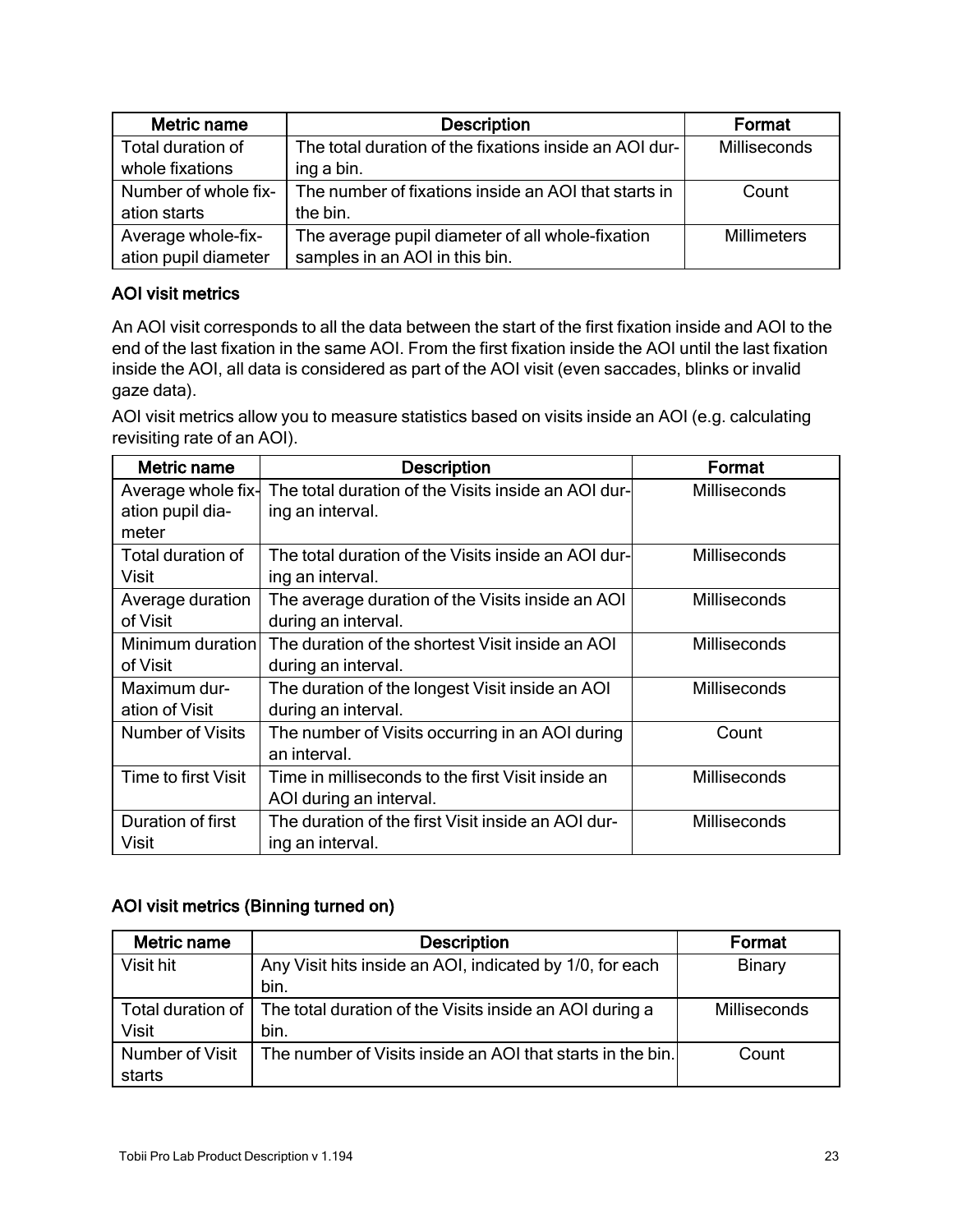| Metric name | Description | Format |
|---|---|---|
| Total duration of whole fixations | The total duration of the fixations inside an AOI during a bin. | Milliseconds |
| Number of whole fixation starts | The number of fixations inside an AOI that starts in the bin. | Count |
| Average whole-fixation pupil diameter | The average pupil diameter of all whole-fixation samples in an AOI in this bin. | Millimeters |

### AOI visit metrics

An AOI visit corresponds to all the data between the start of the first fixation inside and AOI to the end of the last fixation in the same AOI. From the first fixation inside the AOI until the last fixation inside the AOI, all data is considered as part of the AOI visit (even saccades, blinks or invalid gaze data).

AOI visit metrics allow you to measure statistics based on visits inside an AOI (e.g. calculating revisiting rate of an AOI).

| Metric name | Description | Format |
|---|---|---|
| Average whole fixation pupil diameter | The total duration of the Visits inside an AOI during an interval. | Milliseconds |
| Total duration of Visit | The total duration of the Visits inside an AOI during an interval. | Milliseconds |
| Average duration of Visit | The average duration of the Visits inside an AOI during an interval. | Milliseconds |
| Minimum duration of Visit | The duration of the shortest Visit inside an AOI during an interval. | Milliseconds |
| Maximum duration of Visit | The duration of the longest Visit inside an AOI during an interval. | Milliseconds |
| Number of Visits | The number of Visits occurring in an AOI during an interval. | Count |
| Time to first Visit | Time in milliseconds to the first Visit inside an AOI during an interval. | Milliseconds |
| Duration of first Visit | The duration of the first Visit inside an AOI during an interval. | Milliseconds |

### AOI visit metrics (Binning turned on)

| Metric name | Description | Format |
|---|---|---|
| Visit hit | Any Visit hits inside an AOI, indicated by 1/0, for each bin. | Binary |
| Total duration of Visit | The total duration of the Visits inside an AOI during a bin. | Milliseconds |
| Number of Visit starts | The number of Visits inside an AOI that starts in the bin. | Count |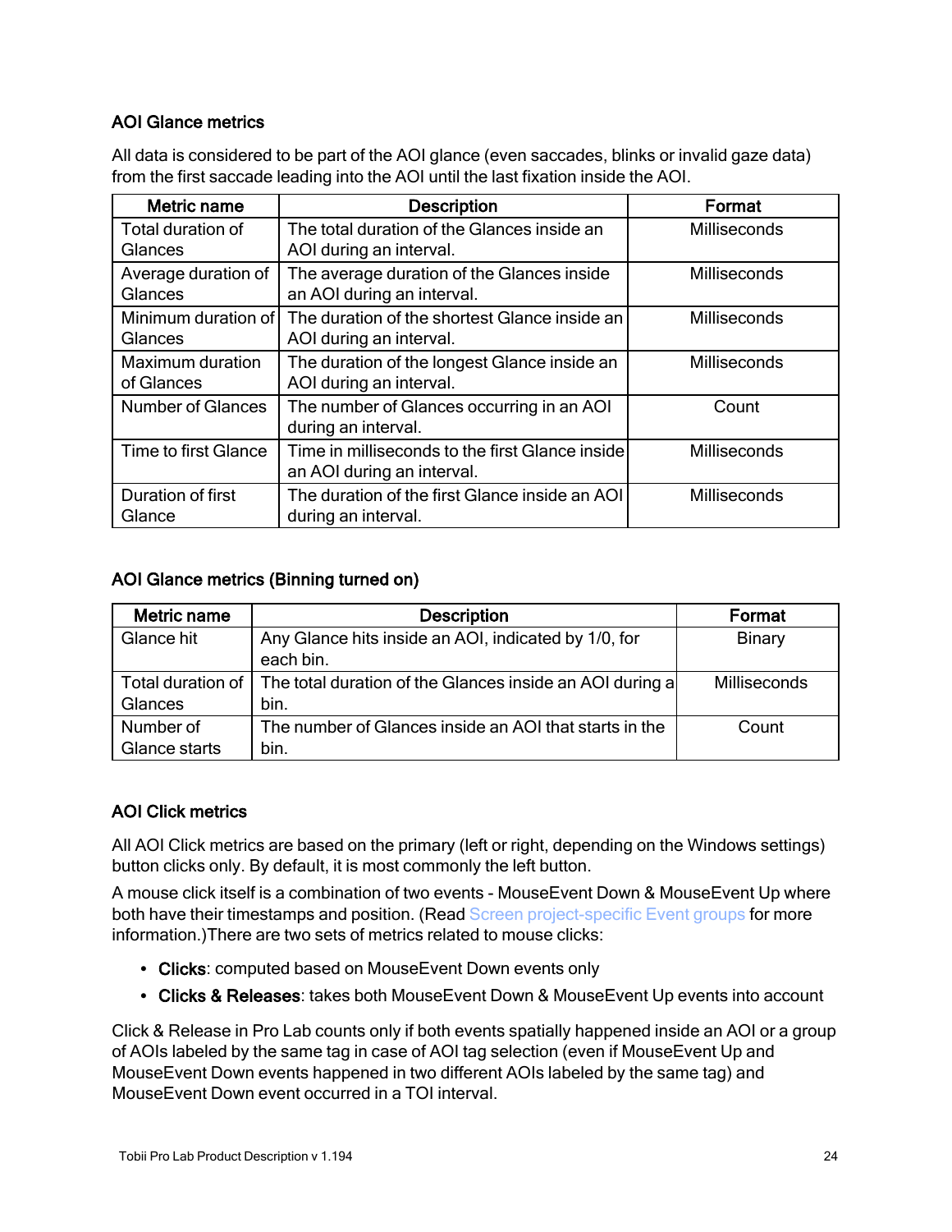### AOI Glance metrics

All data is considered to be part of the AOI glance (even saccades, blinks or invalid gaze data) from the first saccade leading into the AOI until the last fixation inside the AOI.

| Metric name | Description | Format |
|---|---|---|
| Total duration of Glances | The total duration of the Glances inside an AOI during an interval. | Milliseconds |
| Average duration of Glances | The average duration of the Glances inside an AOI during an interval. | Milliseconds |
| Minimum duration of Glances | The duration of the shortest Glance inside an AOI during an interval. | Milliseconds |
| Maximum duration of Glances | The duration of the longest Glance inside an AOI during an interval. | Milliseconds |
| Number of Glances | The number of Glances occurring in an AOI during an interval. | Count |
| Time to first Glance | Time in milliseconds to the first Glance inside an AOI during an interval. | Milliseconds |
| Duration of first Glance | The duration of the first Glance inside an AOI during an interval. | Milliseconds |

### AOI Glance metrics (Binning turned on)

| Metric name | Description | Format |
|---|---|---|
| Glance hit | Any Glance hits inside an AOI, indicated by 1/0, for each bin. | Binary |
| Total duration of Glances | The total duration of the Glances inside an AOI during a bin. | Milliseconds |
| Number of Glance starts | The number of Glances inside an AOI that starts in the bin. | Count |

### AOI Click metrics

All AOI Click metrics are based on the primary (left or right, depending on the Windows settings) button clicks only. By default, it is most commonly the left button.

A mouse click itself is a combination of two events - MouseEvent Down & MouseEvent Up where both have their timestamps and position. (Read Screen project-specific Event groups for more information.)There are two sets of metrics related to mouse clicks:

- **Clicks**: computed based on MouseEvent Down events only
- **Clicks & Releases**: takes both MouseEvent Down & MouseEvent Up events into account

Click & Release in Pro Lab counts only if both events spatially happened inside an AOI or a group of AOIs labeled by the same tag in case of AOI tag selection (even if MouseEvent Up and MouseEvent Down events happened in two different AOIs labeled by the same tag) and MouseEvent Down event occurred in a TOI interval.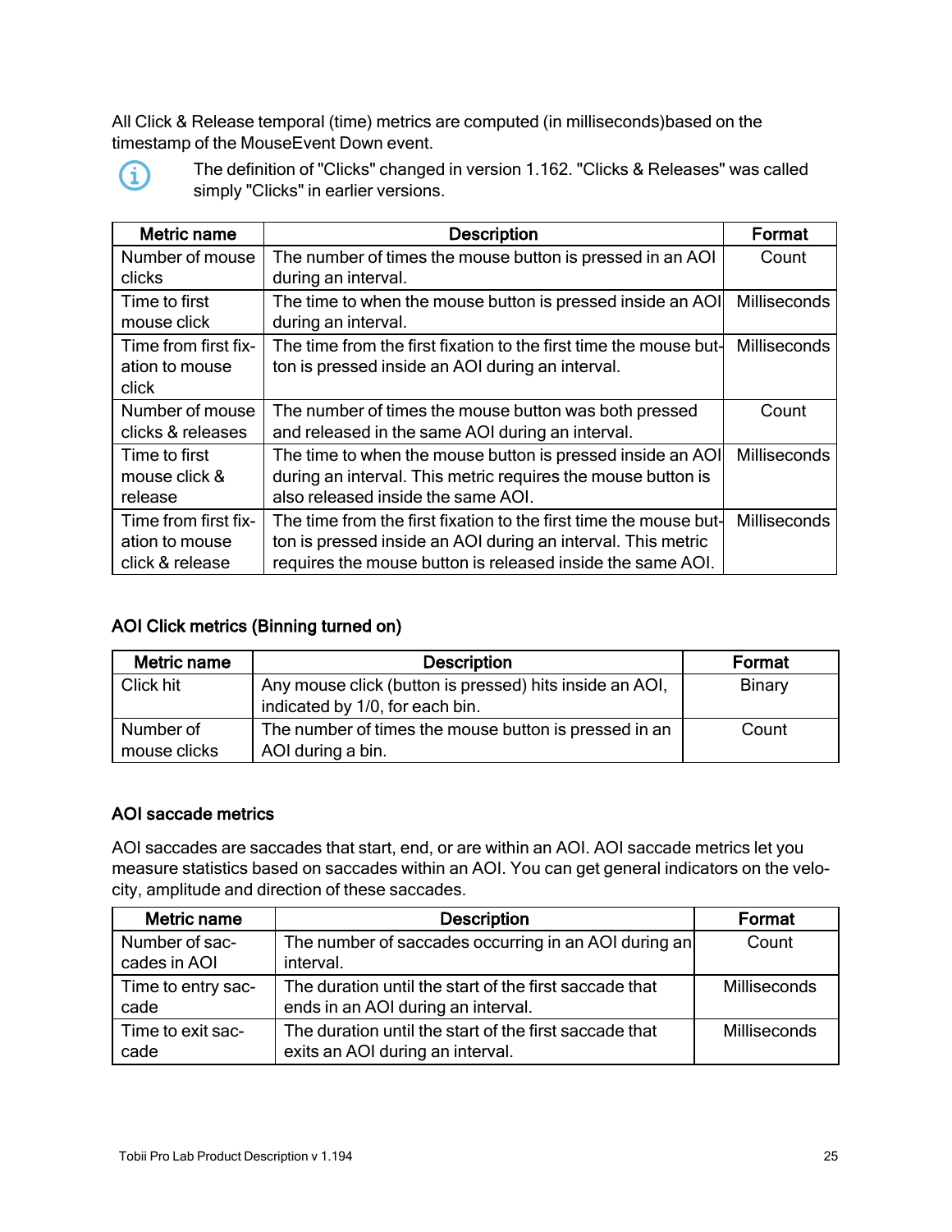All Click & Release temporal (time) metrics are computed (in milliseconds)based on the timestamp of the MouseEvent Down event.

The definition of "Clicks" changed in version 1.162. "Clicks & Releases" was called simply "Clicks" in earlier versions.

| Metric name | Description | Format |
| --- | --- | --- |
| Number of mouse clicks | The number of times the mouse button is pressed in an AOI during an interval. | Count |
| Time to first mouse click | The time to when the mouse button is pressed inside an AOI during an interval. | Milliseconds |
| Time from first fixation to mouse click | The time from the first fixation to the first time the mouse button is pressed inside an AOI during an interval. | Milliseconds |
| Number of mouse clicks & releases | The number of times the mouse button was both pressed and released in the same AOI during an interval. | Count |
| Time to first mouse click & release | The time to when the mouse button is pressed inside an AOI during an interval. This metric requires the mouse button is also released inside the same AOI. | Milliseconds |
| Time from first fixation to mouse click & release | The time from the first fixation to the first time the mouse button is pressed inside an AOI during an interval. This metric requires the mouse button is released inside the same AOI. | Milliseconds |

### AOI Click metrics (Binning turned on)

| Metric name | Description | Format |
| --- | --- | --- |
| Click hit | Any mouse click (button is pressed) hits inside an AOI, indicated by 1/0, for each bin. | Binary |
| Number of mouse clicks | The number of times the mouse button is pressed in an AOI during a bin. | Count |

### AOI saccade metrics

AOI saccades are saccades that start, end, or are within an AOI. AOI saccade metrics let you measure statistics based on saccades within an AOI. You can get general indicators on the velocity, amplitude and direction of these saccades.

| Metric name | Description | Format |
| --- | --- | --- |
| Number of saccades in AOI | The number of saccades occurring in an AOI during an interval. | Count |
| Time to entry saccade | The duration until the start of the first saccade that ends in an AOI during an interval. | Milliseconds |
| Time to exit saccade | The duration until the start of the first saccade that exits an AOI during an interval. | Milliseconds |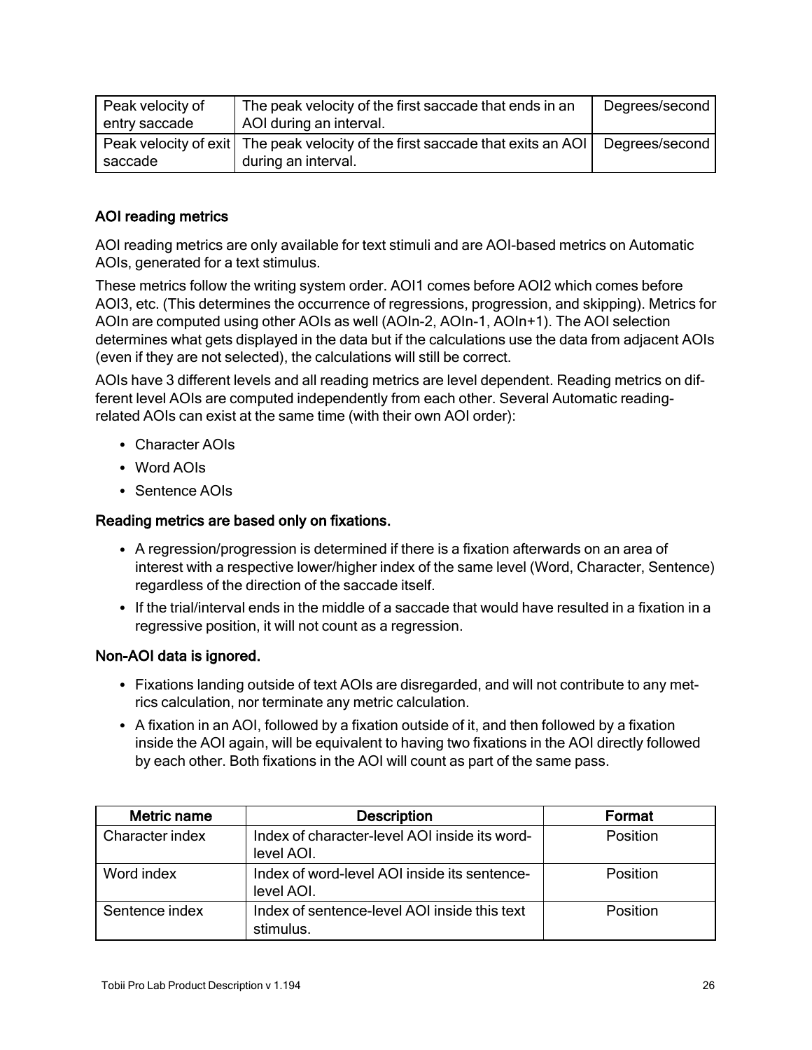| Peak velocity of entry saccade | The peak velocity of the first saccade that ends in an AOI during an interval. | Degrees/second |
| --- | --- | --- |
| Peak velocity of exit saccade | The peak velocity of the first saccade that exits an AOI during an interval. | Degrees/second |

### AOI reading metrics

AOI reading metrics are only available for text stimuli and are AOI-based metrics on Automatic AOIs, generated for a text stimulus.

These metrics follow the writing system order. AOI1 comes before AOI2 which comes before AOI3, etc. (This determines the occurrence of regressions, progression, and skipping). Metrics for AOIn are computed using other AOIs as well (AOIn-2, AOIn-1, AOIn+1). The AOI selection determines what gets displayed in the data but if the calculations use the data from adjacent AOIs (even if they are not selected), the calculations will still be correct.

AOIs have 3 different levels and all reading metrics are level dependent. Reading metrics on different level AOIs are computed independently from each other. Several Automatic reading-related AOIs can exist at the same time (with their own AOI order):

- Character AOIs
- Word AOIs
- Sentence AOIs

**Reading metrics are based only on fixations.**

- A regression/progression is determined if there is a fixation afterwards on an area of interest with a respective lower/higher index of the same level (Word, Character, Sentence) regardless of the direction of the saccade itself.
- If the trial/interval ends in the middle of a saccade that would have resulted in a fixation in a regressive position, it will not count as a regression.

**Non-AOI data is ignored.**

- Fixations landing outside of text AOIs are disregarded, and will not contribute to any metrics calculation, nor terminate any metric calculation.
- A fixation in an AOI, followed by a fixation outside of it, and then followed by a fixation inside the AOI again, will be equivalent to having two fixations in the AOI directly followed by each other. Both fixations in the AOI will count as part of the same pass.

| Metric name | Description | Format |
| --- | --- | --- |
| Character index | Index of character-level AOI inside its word-level AOI. | Position |
| Word index | Index of word-level AOI inside its sentence-level AOI. | Position |
| Sentence index | Index of sentence-level AOI inside this text stimulus. | Position |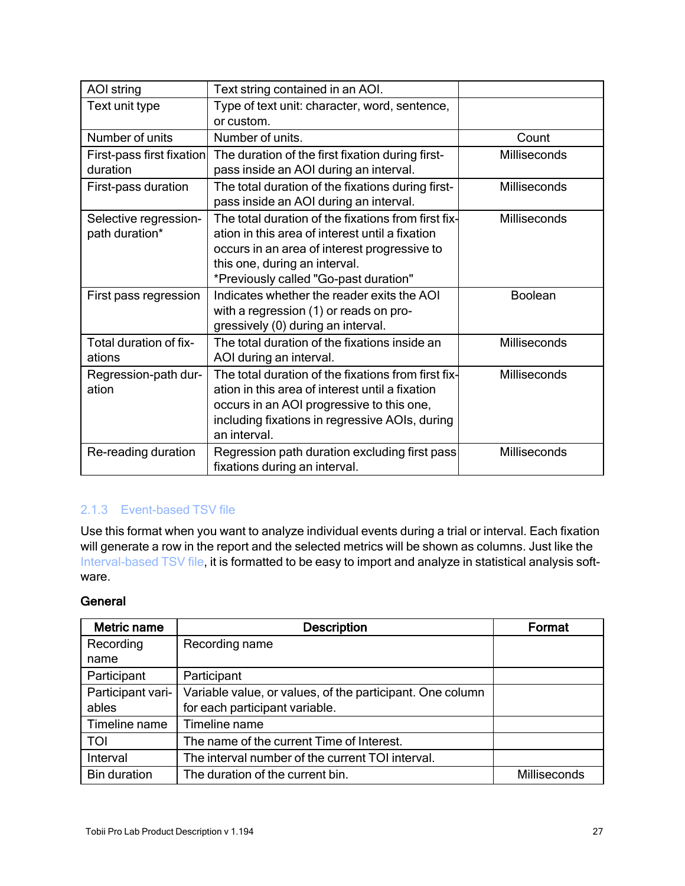| | | |
|---|---|---|
| AOI string | Text string contained in an AOI. | |
| Text unit type | Type of text unit: character, word, sentence, or custom. | |
| Number of units | Number of units. | Count |
| First-pass first fixation duration | The duration of the first fixation during first-pass inside an AOI during an interval. | Milliseconds |
| First-pass duration | The total duration of the fixations during first-pass inside an AOI during an interval. | Milliseconds |
| Selective regression-path duration* | The total duration of the fixations from first fixation in this area of interest until a fixation occurs in an area of interest progressive to this one, during an interval.<br>*Previously called "Go-past duration" | Milliseconds |
| First pass regression | Indicates whether the reader exits the AOI with a regression (1) or reads on progressively (0) during an interval. | Boolean |
| Total duration of fixations | The total duration of the fixations inside an AOI during an interval. | Milliseconds |
| Regression-path duration | The total duration of the fixations from first fixation in this area of interest until a fixation occurs in an AOI progressive to this one, including fixations in regressive AOIs, during an interval. | Milliseconds |
| Re-reading duration | Regression path duration excluding first pass fixations during an interval. | Milliseconds |

### 2.1.3 Event-based TSV file

Use this format when you want to analyze individual events during a trial or interval. Each fixation will generate a row in the report and the selected metrics will be shown as columns. Just like the Interval-based TSV file, it is formatted to be easy to import and analyze in statistical analysis software.

**General**

| Metric name | Description | Format |
|---|---|---|
| Recording name | Recording name | |
| Participant | Participant | |
| Participant variables | Variable value, or values, of the participant. One column for each participant variable. | |
| Timeline name | Timeline name | |
| TOI | The name of the current Time of Interest. | |
| Interval | The interval number of the current TOI interval. | |
| Bin duration | The duration of the current bin. | Milliseconds |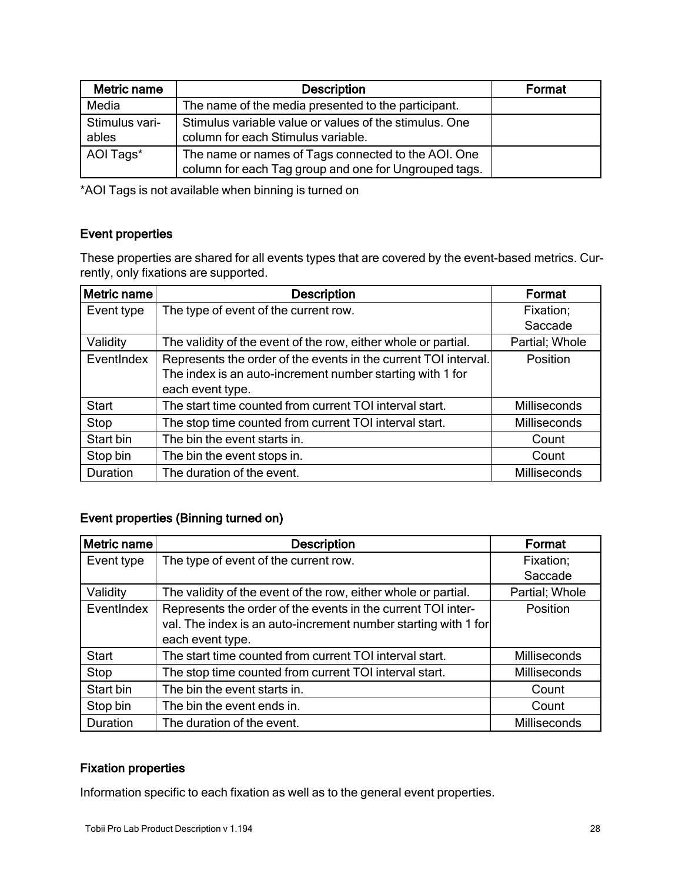| Metric name | Description | Format |
|---|---|---|
| Media | The name of the media presented to the participant. | |
| Stimulus variables | Stimulus variable value or values of the stimulus. One column for each Stimulus variable. | |
| AOI Tags* | The name or names of Tags connected to the AOI. One column for each Tag group and one for Ungrouped tags. | |

*AOI Tags is not available when binning is turned on

### Event properties

These properties are shared for all events types that are covered by the event-based metrics. Currently, only fixations are supported.

| Metric name | Description | Format |
|---|---|---|
| Event type | The type of event of the current row. | Fixation; Saccade |
| Validity | The validity of the event of the row, either whole or partial. | Partial; Whole |
| EventIndex | Represents the order of the events in the current TOI interval. The index is an auto-increment number starting with 1 for each event type. | Position |
| Start | The start time counted from current TOI interval start. | Milliseconds |
| Stop | The stop time counted from current TOI interval start. | Milliseconds |
| Start bin | The bin the event starts in. | Count |
| Stop bin | The bin the event stops in. | Count |
| Duration | The duration of the event. | Milliseconds |

### Event properties (Binning turned on)

| Metric name | Description | Format |
|---|---|---|
| Event type | The type of event of the current row. | Fixation; Saccade |
| Validity | The validity of the event of the row, either whole or partial. | Partial; Whole |
| EventIndex | Represents the order of the events in the current TOI interval. The index is an auto-increment number starting with 1 for each event type. | Position |
| Start | The start time counted from current TOI interval start. | Milliseconds |
| Stop | The stop time counted from current TOI interval start. | Milliseconds |
| Start bin | The bin the event starts in. | Count |
| Stop bin | The bin the event ends in. | Count |
| Duration | The duration of the event. | Milliseconds |

### Fixation properties

Information specific to each fixation as well as to the general event properties.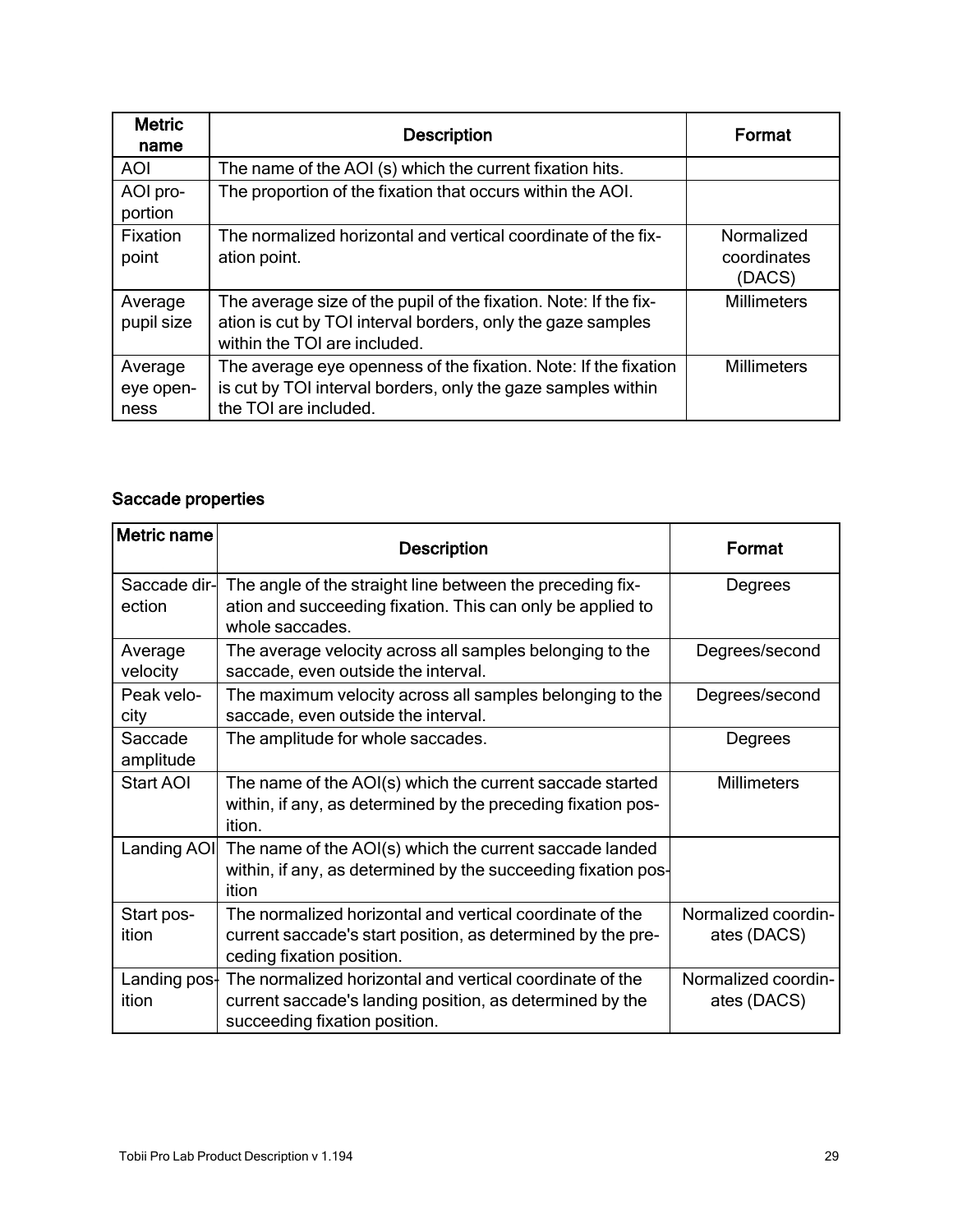| Metric name | Description | Format |
| --- | --- | --- |
| AOI | The name of the AOI (s) which the current fixation hits. | |
| AOI proportion | The proportion of the fixation that occurs within the AOI. | |
| Fixation point | The normalized horizontal and vertical coordinate of the fixation point. | Normalized coordinates (DACS) |
| Average pupil size | The average size of the pupil of the fixation. Note: If the fixation is cut by TOI interval borders, only the gaze samples within the TOI are included. | Millimeters |
| Average eye openness | The average eye openness of the fixation. Note: If the fixation is cut by TOI interval borders, only the gaze samples within the TOI are included. | Millimeters |

### Saccade properties

| Metric name | Description | Format |
| --- | --- | --- |
| Saccade direction | The angle of the straight line between the preceding fixation and succeeding fixation. This can only be applied to whole saccades. | Degrees |
| Average velocity | The average velocity across all samples belonging to the saccade, even outside the interval. | Degrees/second |
| Peak velocity | The maximum velocity across all samples belonging to the saccade, even outside the interval. | Degrees/second |
| Saccade amplitude | The amplitude for whole saccades. | Degrees |
| Start AOI | The name of the AOI(s) which the current saccade started within, if any, as determined by the preceding fixation position. | Millimeters |
| Landing AOI | The name of the AOI(s) which the current saccade landed within, if any, as determined by the succeeding fixation position | |
| Start position | The normalized horizontal and vertical coordinate of the current saccade's start position, as determined by the preceding fixation position. | Normalized coordinates (DACS) |
| Landing position | The normalized horizontal and vertical coordinate of the current saccade's landing position, as determined by the succeeding fixation position. | Normalized coordinates (DACS) |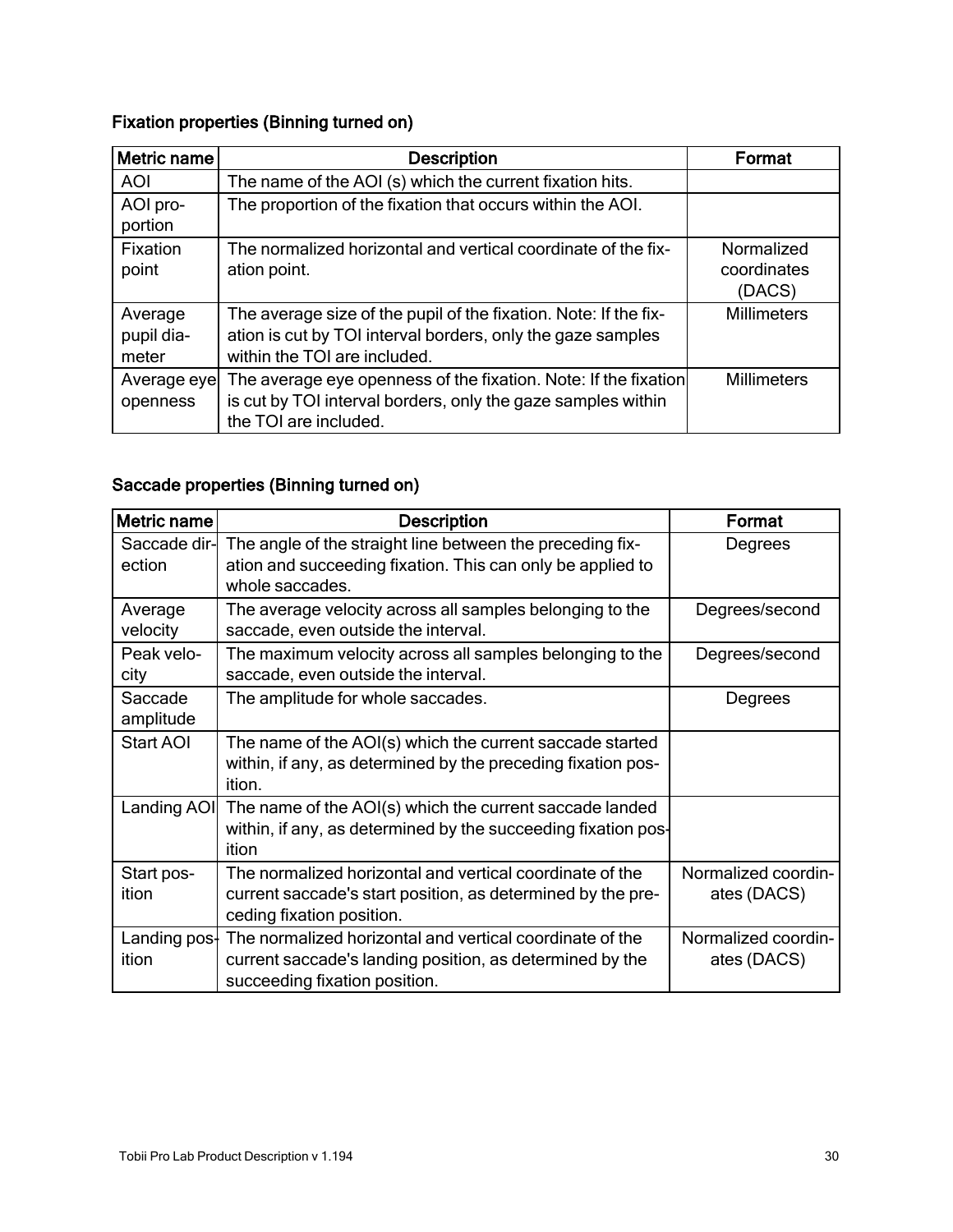### Fixation properties (Binning turned on)

| Metric name | Description | Format |
|---|---|---|
| AOI | The name of the AOI (s) which the current fixation hits. | |
| AOI proportion | The proportion of the fixation that occurs within the AOI. | |
| Fixation point | The normalized horizontal and vertical coordinate of the fixation point. | Normalized coordinates (DACS) |
| Average pupil diameter | The average size of the pupil of the fixation. Note: If the fixation is cut by TOI interval borders, only the gaze samples within the TOI are included. | Millimeters |
| Average eye openness | The average eye openness of the fixation. Note: If the fixation is cut by TOI interval borders, only the gaze samples within the TOI are included. | Millimeters |

### Saccade properties (Binning turned on)

| Metric name | Description | Format |
|---|---|---|
| Saccade direction | The angle of the straight line between the preceding fixation and succeeding fixation. This can only be applied to whole saccades. | Degrees |
| Average velocity | The average velocity across all samples belonging to the saccade, even outside the interval. | Degrees/second |
| Peak velocity | The maximum velocity across all samples belonging to the saccade, even outside the interval. | Degrees/second |
| Saccade amplitude | The amplitude for whole saccades. | Degrees |
| Start AOI | The name of the AOI(s) which the current saccade started within, if any, as determined by the preceding fixation position. | |
| Landing AOI | The name of the AOI(s) which the current saccade landed within, if any, as determined by the succeeding fixation position | |
| Start position | The normalized horizontal and vertical coordinate of the current saccade's start position, as determined by the preceding fixation position. | Normalized coordinates (DACS) |
| Landing position | The normalized horizontal and vertical coordinate of the current saccade's landing position, as determined by the succeeding fixation position. | Normalized coordinates (DACS) |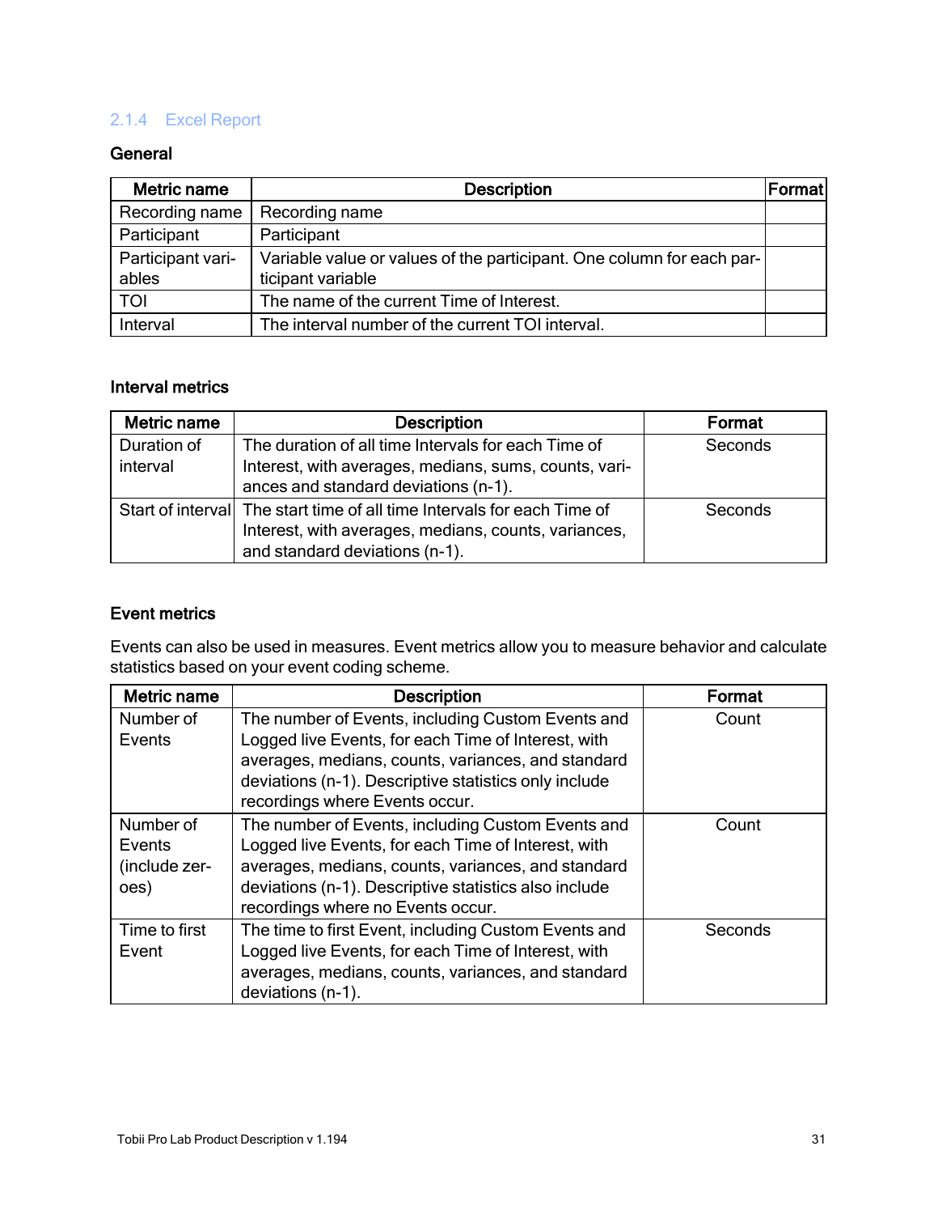### 2.1.4 Excel Report

**General**

| Metric name | Description | Format |
| --- | --- | --- |
| Recording name | Recording name | |
| Participant | Participant | |
| Participant variables | Variable value or values of the participant. One column for each participant variable | |
| TOI | The name of the current Time of Interest. | |
| Interval | The interval number of the current TOI interval. | |

**Interval metrics**

| Metric name | Description | Format |
| --- | --- | --- |
| Duration of interval | The duration of all time Intervals for each Time of Interest, with averages, medians, sums, counts, variances and standard deviations (n-1). | Seconds |
| Start of interval | The start time of all time Intervals for each Time of Interest, with averages, medians, counts, variances, and standard deviations (n-1). | Seconds |

**Event metrics**

Events can also be used in measures. Event metrics allow you to measure behavior and calculate statistics based on your event coding scheme.

| Metric name | Description | Format |
| --- | --- | --- |
| Number of Events | The number of Events, including Custom Events and Logged live Events, for each Time of Interest, with averages, medians, counts, variances, and standard deviations (n-1). Descriptive statistics only include recordings where Events occur. | Count |
| Number of Events (include zeroes) | The number of Events, including Custom Events and Logged live Events, for each Time of Interest, with averages, medians, counts, variances, and standard deviations (n-1). Descriptive statistics also include recordings where no Events occur. | Count |
| Time to first Event | The time to first Event, including Custom Events and Logged live Events, for each Time of Interest, with averages, medians, counts, variances, and standard deviations (n-1). | Seconds |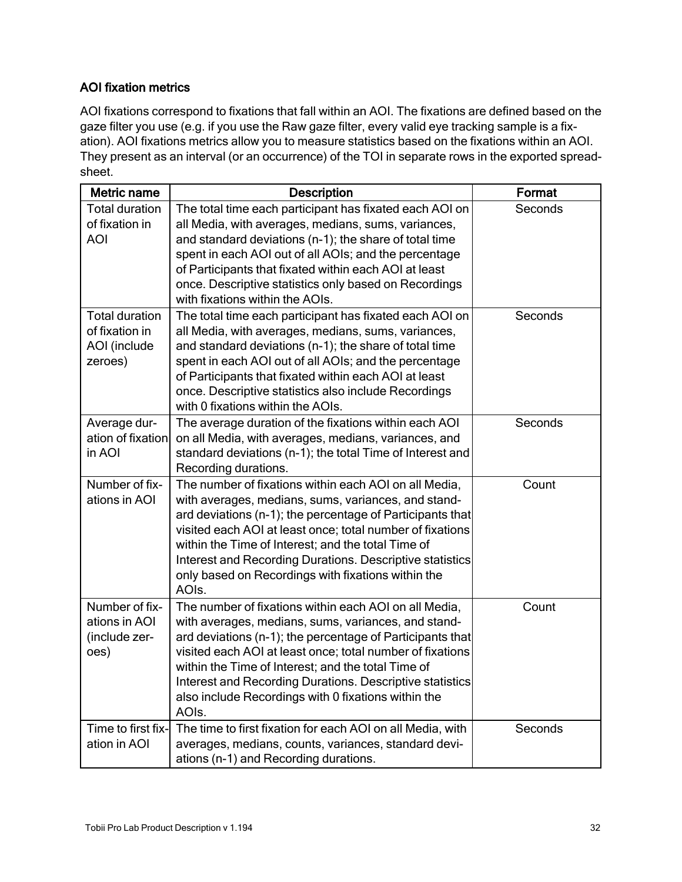### AOI fixation metrics

AOI fixations correspond to fixations that fall within an AOI. The fixations are defined based on the gaze filter you use (e.g. if you use the Raw gaze filter, every valid eye tracking sample is a fixation). AOI fixations metrics allow you to measure statistics based on the fixations within an AOI. They present as an interval (or an occurrence) of the TOI in separate rows in the exported spreadsheet.

| Metric name | Description | Format |
|---|---|---|
| Total duration of fixation in AOI | The total time each participant has fixated each AOI on all Media, with averages, medians, sums, variances, and standard deviations (n-1); the share of total time spent in each AOI out of all AOIs; and the percentage of Participants that fixated within each AOI at least once. Descriptive statistics only based on Recordings with fixations within the AOIs. | Seconds |
| Total duration of fixation in AOI (include zeroes) | The total time each participant has fixated each AOI on all Media, with averages, medians, sums, variances, and standard deviations (n-1); the share of total time spent in each AOI out of all AOIs; and the percentage of Participants that fixated within each AOI at least once. Descriptive statistics also include Recordings with 0 fixations within the AOIs. | Seconds |
| Average duration of fixation in AOI | The average duration of the fixations within each AOI on all Media, with averages, medians, variances, and standard deviations (n-1); the total Time of Interest and Recording durations. | Seconds |
| Number of fixations in AOI | The number of fixations within each AOI on all Media, with averages, medians, sums, variances, and standard deviations (n-1); the percentage of Participants that visited each AOI at least once; total number of fixations within the Time of Interest; and the total Time of Interest and Recording Durations. Descriptive statistics only based on Recordings with fixations within the AOIs. | Count |
| Number of fixations in AOI (include zeroes) | The number of fixations within each AOI on all Media, with averages, medians, sums, variances, and standard deviations (n-1); the percentage of Participants that visited each AOI at least once; total number of fixations within the Time of Interest; and the total Time of Interest and Recording Durations. Descriptive statistics also include Recordings with 0 fixations within the AOIs. | Count |
| Time to first fixation in AOI | The time to first fixation for each AOI on all Media, with averages, medians, counts, variances, standard deviations (n-1) and Recording durations. | Seconds |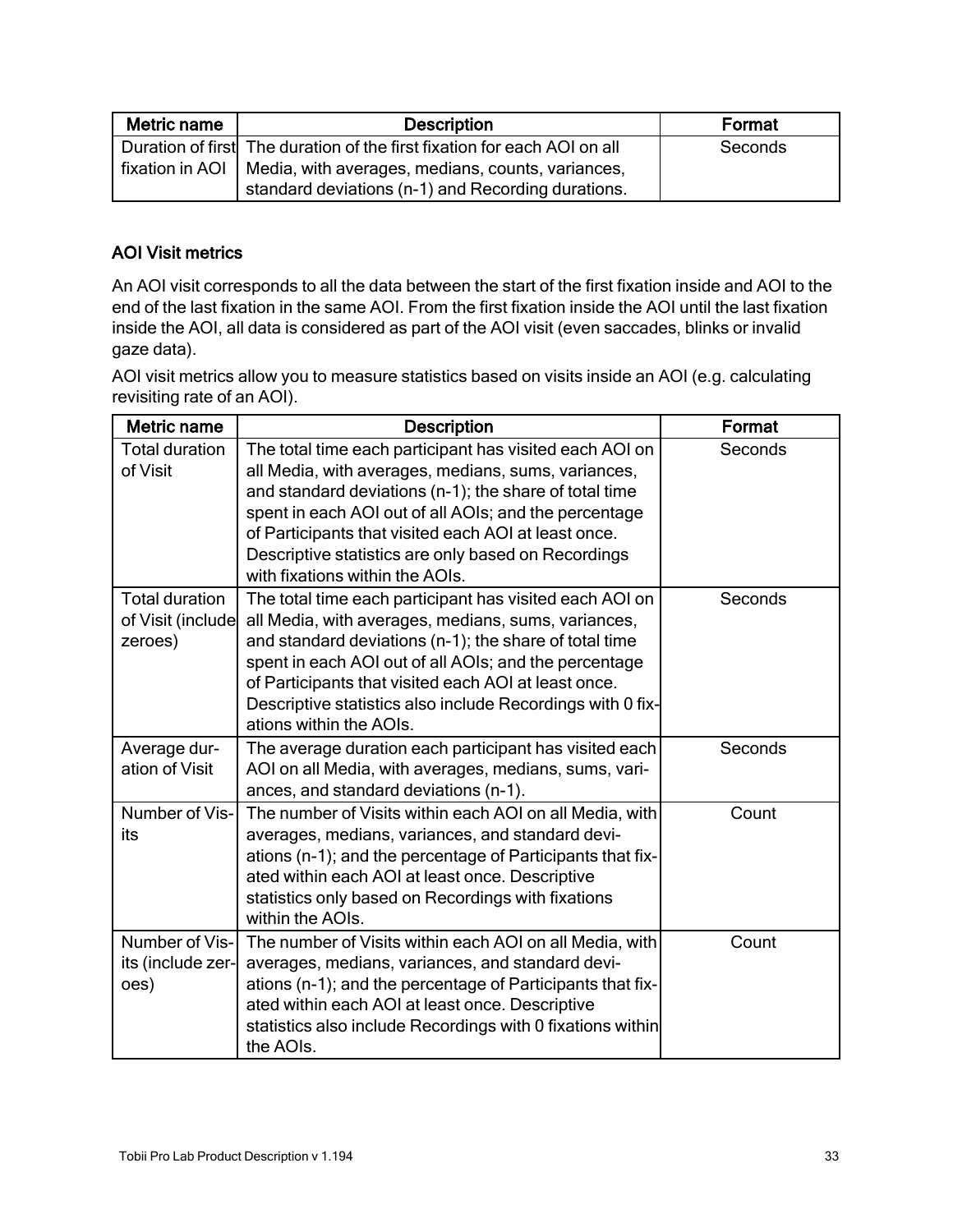| Metric name | Description | Format |
| --- | --- | --- |
| Duration of first fixation in AOI | The duration of the first fixation for each AOI on all Media, with averages, medians, counts, variances, standard deviations (n-1) and Recording durations. | Seconds |

### AOI Visit metrics

An AOI visit corresponds to all the data between the start of the first fixation inside and AOI to the end of the last fixation in the same AOI. From the first fixation inside the AOI until the last fixation inside the AOI, all data is considered as part of the AOI visit (even saccades, blinks or invalid gaze data).

AOI visit metrics allow you to measure statistics based on visits inside an AOI (e.g. calculating revisiting rate of an AOI).

| Metric name | Description | Format |
| --- | --- | --- |
| Total duration of Visit | The total time each participant has visited each AOI on all Media, with averages, medians, sums, variances, and standard deviations (n-1); the share of total time spent in each AOI out of all AOIs; and the percentage of Participants that visited each AOI at least once. Descriptive statistics are only based on Recordings with fixations within the AOIs. | Seconds |
| Total duration of Visit (include zeroes) | The total time each participant has visited each AOI on all Media, with averages, medians, sums, variances, and standard deviations (n-1); the share of total time spent in each AOI out of all AOIs; and the percentage of Participants that visited each AOI at least once. Descriptive statistics also include Recordings with 0 fixations within the AOIs. | Seconds |
| Average duration of Visit | The average duration each participant has visited each AOI on all Media, with averages, medians, sums, variances, and standard deviations (n-1). | Seconds |
| Number of Visits | The number of Visits within each AOI on all Media, with averages, medians, variances, and standard deviations (n-1); and the percentage of Participants that fixated within each AOI at least once. Descriptive statistics only based on Recordings with fixations within the AOIs. | Count |
| Number of Visits (include zeroes) | The number of Visits within each AOI on all Media, with averages, medians, variances, and standard deviations (n-1); and the percentage of Participants that fixated within each AOI at least once. Descriptive statistics also include Recordings with 0 fixations within the AOIs. | Count |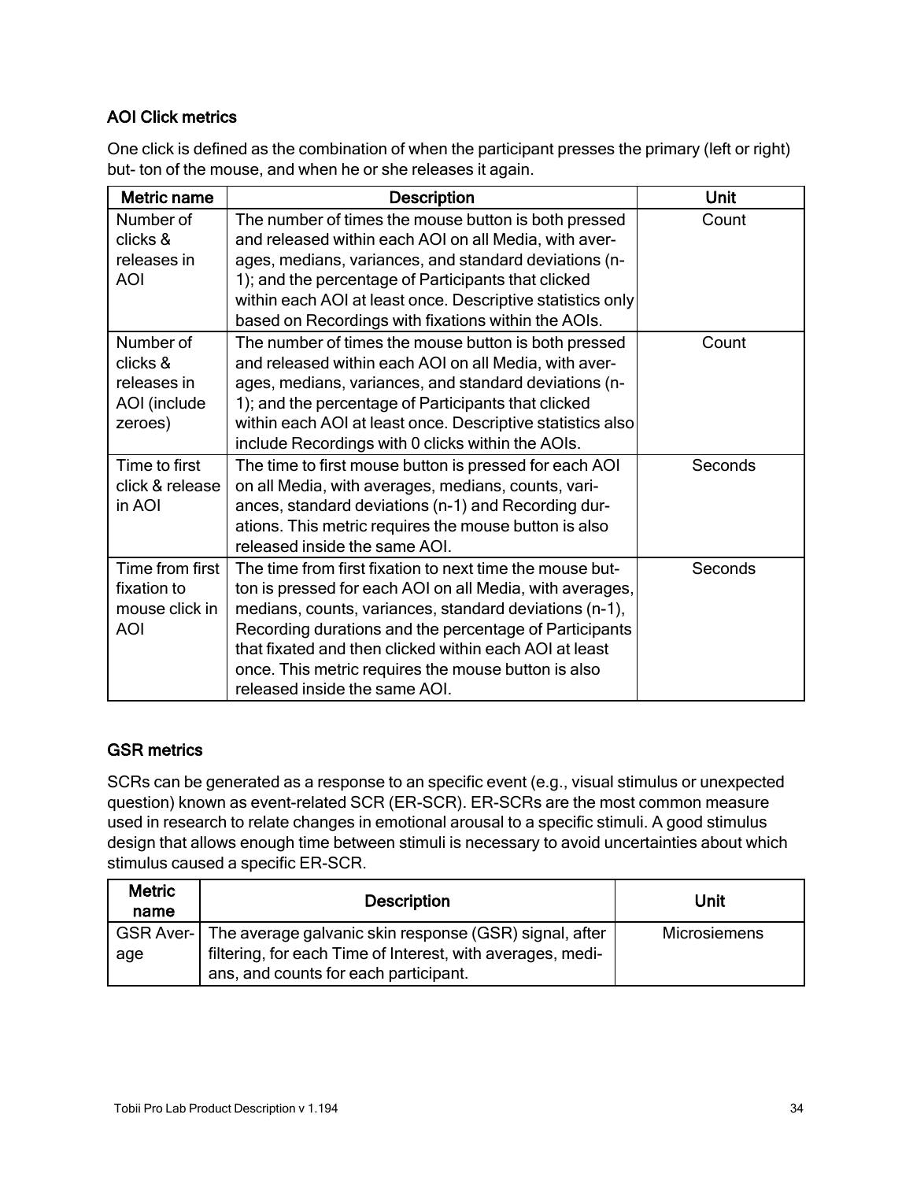### AOI Click metrics

One click is defined as the combination of when the participant presses the primary (left or right) but- ton of the mouse, and when he or she releases it again.

| Metric name | Description | Unit |
|---|---|---|
| Number of clicks & releases in AOI | The number of times the mouse button is both pressed and released within each AOI on all Media, with averages, medians, variances, and standard deviations (n-1); and the percentage of Participants that clicked within each AOI at least once. Descriptive statistics only based on Recordings with fixations within the AOIs. | Count |
| Number of clicks & releases in AOI (include zeroes) | The number of times the mouse button is both pressed and released within each AOI on all Media, with averages, medians, variances, and standard deviations (n-1); and the percentage of Participants that clicked within each AOI at least once. Descriptive statistics also include Recordings with 0 clicks within the AOIs. | Count |
| Time to first click & release in AOI | The time to first mouse button is pressed for each AOI on all Media, with averages, medians, counts, variances, standard deviations (n-1) and Recording durations. This metric requires the mouse button is also released inside the same AOI. | Seconds |
| Time from first fixation to mouse click in AOI | The time from first fixation to next time the mouse button is pressed for each AOI on all Media, with averages, medians, counts, variances, standard deviations (n-1), Recording durations and the percentage of Participants that fixated and then clicked within each AOI at least once. This metric requires the mouse button is also released inside the same AOI. | Seconds |

### GSR metrics

SCRs can be generated as a response to an specific event (e.g., visual stimulus or unexpected question) known as event-related SCR (ER-SCR). ER-SCRs are the most common measure used in research to relate changes in emotional arousal to a specific stimuli. A good stimulus design that allows enough time between stimuli is necessary to avoid uncertainties about which stimulus caused a specific ER-SCR.

| Metric name | Description | Unit |
|---|---|---|
| GSR Average | The average galvanic skin response (GSR) signal, after filtering, for each Time of Interest, with averages, medians, and counts for each participant. | Microsiemens |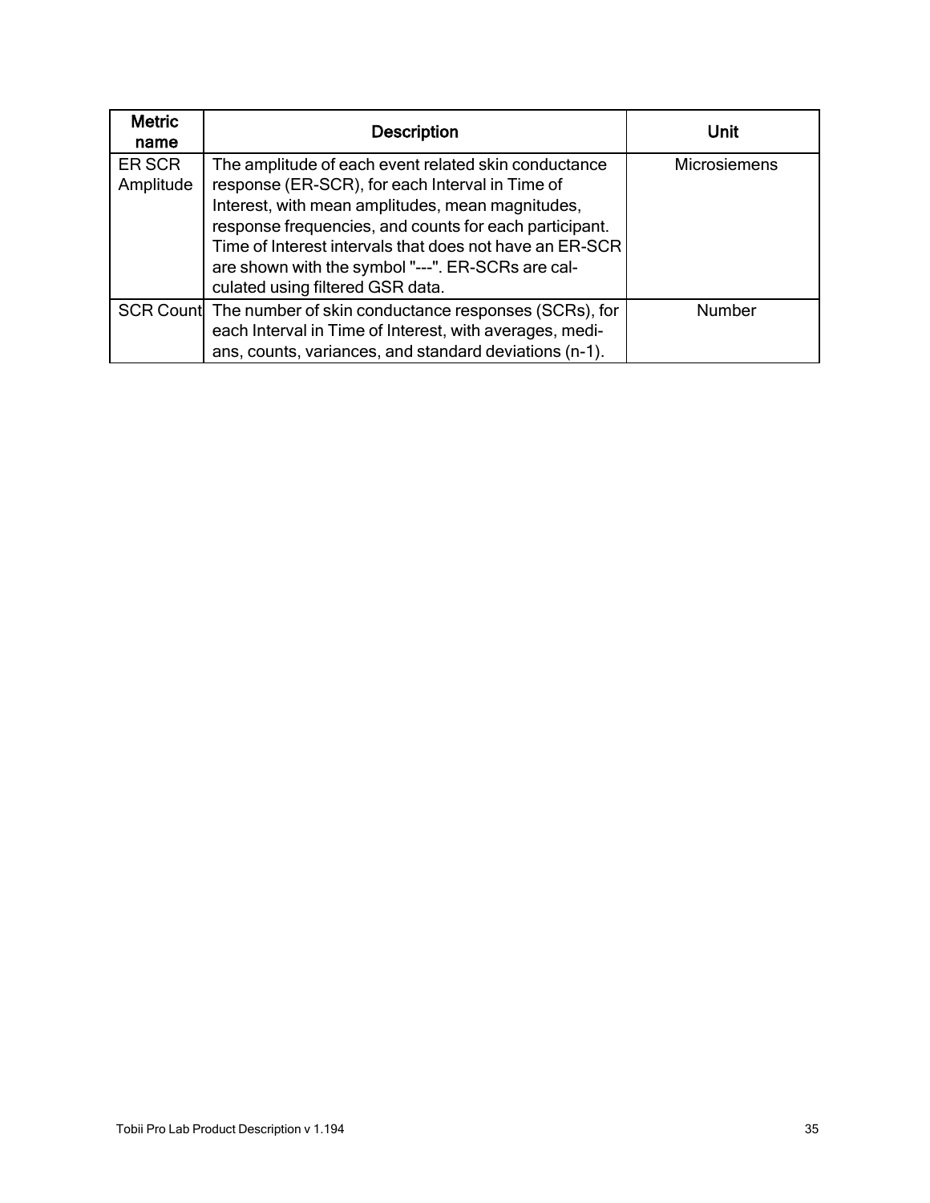| Metric name | Description | Unit |
| --- | --- | --- |
| ER SCR Amplitude | The amplitude of each event related skin conductance response (ER-SCR), for each Interval in Time of Interest, with mean amplitudes, mean magnitudes, response frequencies, and counts for each participant. Time of Interest intervals that does not have an ER-SCR are shown with the symbol "---". ER-SCRs are calculated using filtered GSR data. | Microsiemens |
| SCR Count | The number of skin conductance responses (SCRs), for each Interval in Time of Interest, with averages, medians, counts, variances, and standard deviations (n-1). | Number |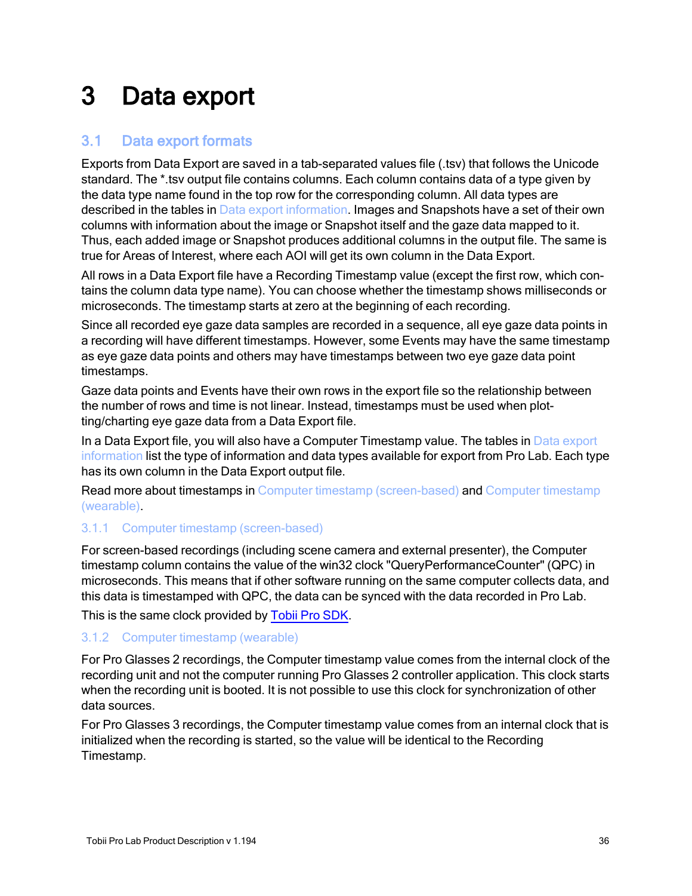# 3 Data export

## 3.1 Data export formats

Exports from Data Export are saved in a tab-separated values file (.tsv) that follows the Unicode standard. The *.tsv output file contains columns. Each column contains data of a type given by the data type name found in the top row for the corresponding column. All data types are described in the tables in Data export information. Images and Snapshots have a set of their own columns with information about the image or Snapshot itself and the gaze data mapped to it. Thus, each added image or Snapshot produces additional columns in the output file. The same is true for Areas of Interest, where each AOI will get its own column in the Data Export.

All rows in a Data Export file have a Recording Timestamp value (except the first row, which contains the column data type name). You can choose whether the timestamp shows milliseconds or microseconds. The timestamp starts at zero at the beginning of each recording.

Since all recorded eye gaze data samples are recorded in a sequence, all eye gaze data points in a recording will have different timestamps. However, some Events may have the same timestamp as eye gaze data points and others may have timestamps between two eye gaze data point timestamps.

Gaze data points and Events have their own rows in the export file so the relationship between the number of rows and time is not linear. Instead, timestamps must be used when plotting/charting eye gaze data from a Data Export file.

In a Data Export file, you will also have a Computer Timestamp value. The tables in Data export information list the type of information and data types available for export from Pro Lab. Each type has its own column in the Data Export output file.

Read more about timestamps in Computer timestamp (screen-based) and Computer timestamp (wearable).

### 3.1.1 Computer timestamp (screen-based)

For screen-based recordings (including scene camera and external presenter), the Computer timestamp column contains the value of the win32 clock "QueryPerformanceCounter" (QPC) in microseconds. This means that if other software running on the same computer collects data, and this data is timestamped with QPC, the data can be synced with the data recorded in Pro Lab.

This is the same clock provided by Tobii Pro SDK.

### 3.1.2 Computer timestamp (wearable)

For Pro Glasses 2 recordings, the Computer timestamp value comes from the internal clock of the recording unit and not the computer running Pro Glasses 2 controller application. This clock starts when the recording unit is booted. It is not possible to use this clock for synchronization of other data sources.

For Pro Glasses 3 recordings, the Computer timestamp value comes from an internal clock that is initialized when the recording is started, so the value will be identical to the Recording Timestamp.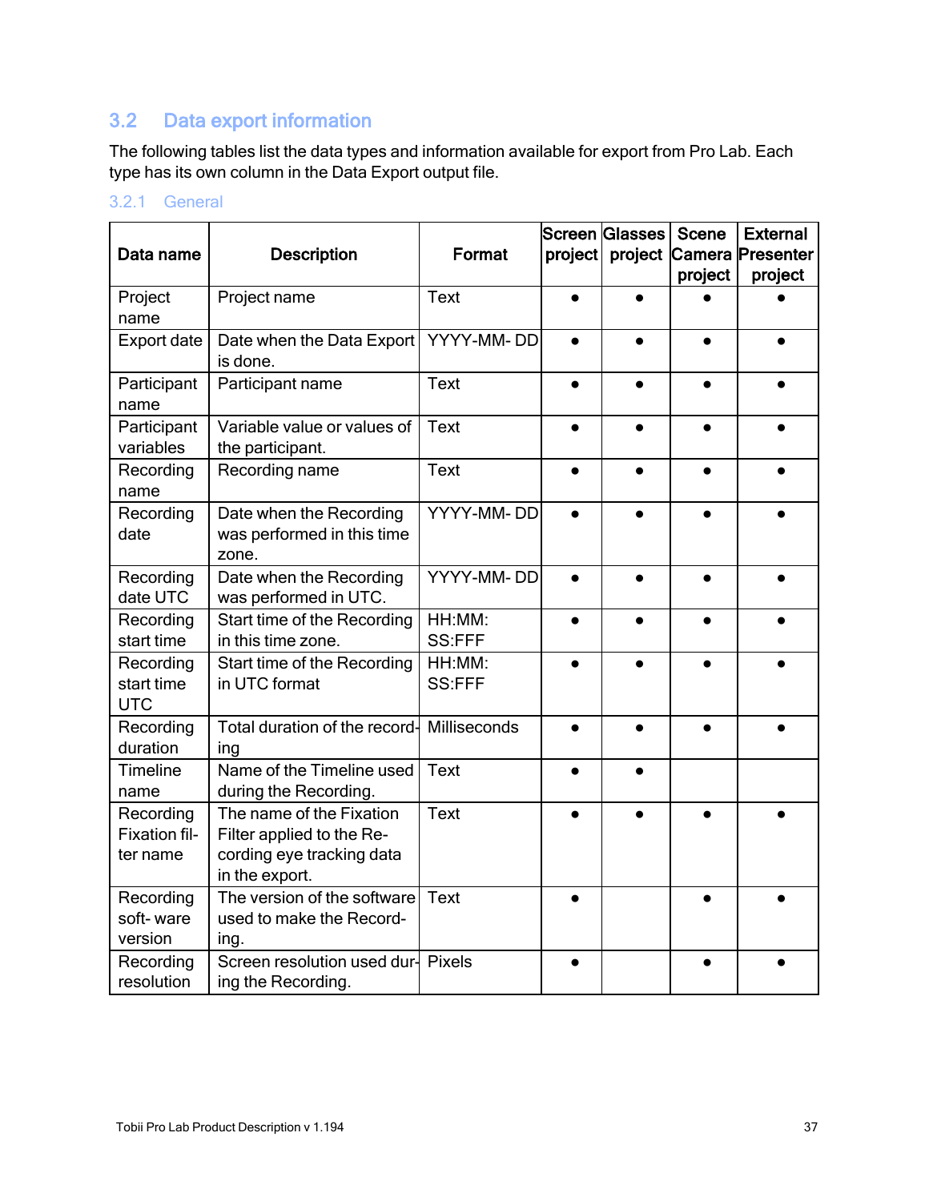## 3.2 Data export information

The following tables list the data types and information available for export from Pro Lab. Each type has its own column in the Data Export output file.

### 3.2.1 General

| Data name | Description | Format | Screen project | Glasses project | Scene Camera project | External Presenter project |
|---|---|---|---|---|---|---|
| Project name | Project name | Text | ● | ● | ● | ● |
| Export date | Date when the Data Export is done. | YYYY-MM- DD | ● | ● | ● | ● |
| Participant name | Participant name | Text | ● | ● | ● | ● |
| Participant variables | Variable value or values of the participant. | Text | ● | ● | ● | ● |
| Recording name | Recording name | Text | ● | ● | ● | ● |
| Recording date | Date when the Recording was performed in this time zone. | YYYY-MM- DD | ● | ● | ● | ● |
| Recording date UTC | Date when the Recording was performed in UTC. | YYYY-MM- DD | ● | ● | ● | ● |
| Recording start time | Start time of the Recording in this time zone. | HH:MM: SS:FFF | ● | ● | ● | ● |
| Recording start time UTC | Start time of the Recording in UTC format | HH:MM: SS:FFF | ● | ● | ● | ● |
| Recording duration | Total duration of the recording | Milliseconds | ● | ● | ● | ● |
| Timeline name | Name of the Timeline used during the Recording. | Text | ● | ● | | |
| Recording Fixation filter name | The name of the Fixation Filter applied to the Recording eye tracking data in the export. | Text | ● | ● | ● | ● |
| Recording software version | The version of the software used to make the Recording. | Text | ● | | ● | ● |
| Recording resolution | Screen resolution used during the Recording. | Pixels | ● | | ● | ● |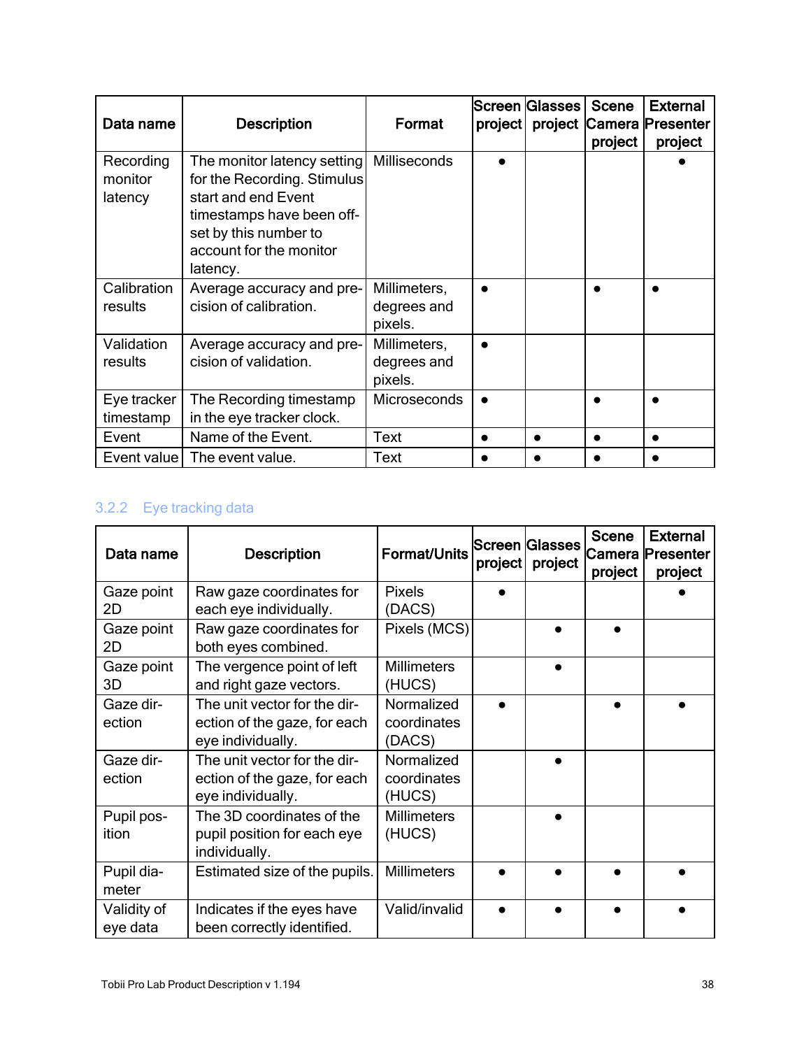| Data name | Description | Format | Screen project | Glasses project | Scene Camera project | External Presenter project |
|---|---|---|---|---|---|---|
| Recording monitor latency | The monitor latency setting for the Recording. Stimulus start and end Event timestamps have been offset by this number to account for the monitor latency. | Milliseconds | ● | | | ● |
| Calibration results | Average accuracy and precision of calibration. | Millimeters, degrees and pixels. | ● | | ● | ● |
| Validation results | Average accuracy and precision of validation. | Millimeters, degrees and pixels. | ● | | | |
| Eye tracker timestamp | The Recording timestamp in the eye tracker clock. | Microseconds | ● | | ● | ● |
| Event | Name of the Event. | Text | ● | ● | ● | ● |
| Event value | The event value. | Text | ● | ● | ● | ● |

### 3.2.2 Eye tracking data

| Data name | Description | Format/Units | Screen project | Glasses project | Scene Camera project | External Presenter project |
|---|---|---|---|---|---|---|
| Gaze point 2D | Raw gaze coordinates for each eye individually. | Pixels (DACS) | ● | | | ● |
| Gaze point 2D | Raw gaze coordinates for both eyes combined. | Pixels (MCS) | | ● | ● | |
| Gaze point 3D | The vergence point of left and right gaze vectors. | Millimeters (HUCS) | | ● | | |
| Gaze direction | The unit vector for the direction of the gaze, for each eye individually. | Normalized coordinates (DACS) | ● | | ● | ● |
| Gaze direction | The unit vector for the direction of the gaze, for each eye individually. | Normalized coordinates (HUCS) | | ● | | |
| Pupil position | The 3D coordinates of the pupil position for each eye individually. | Millimeters (HUCS) | | ● | | |
| Pupil diameter | Estimated size of the pupils. | Millimeters | ● | ● | ● | ● |
| Validity of eye data | Indicates if the eyes have been correctly identified. | Valid/invalid | ● | ● | ● | ● |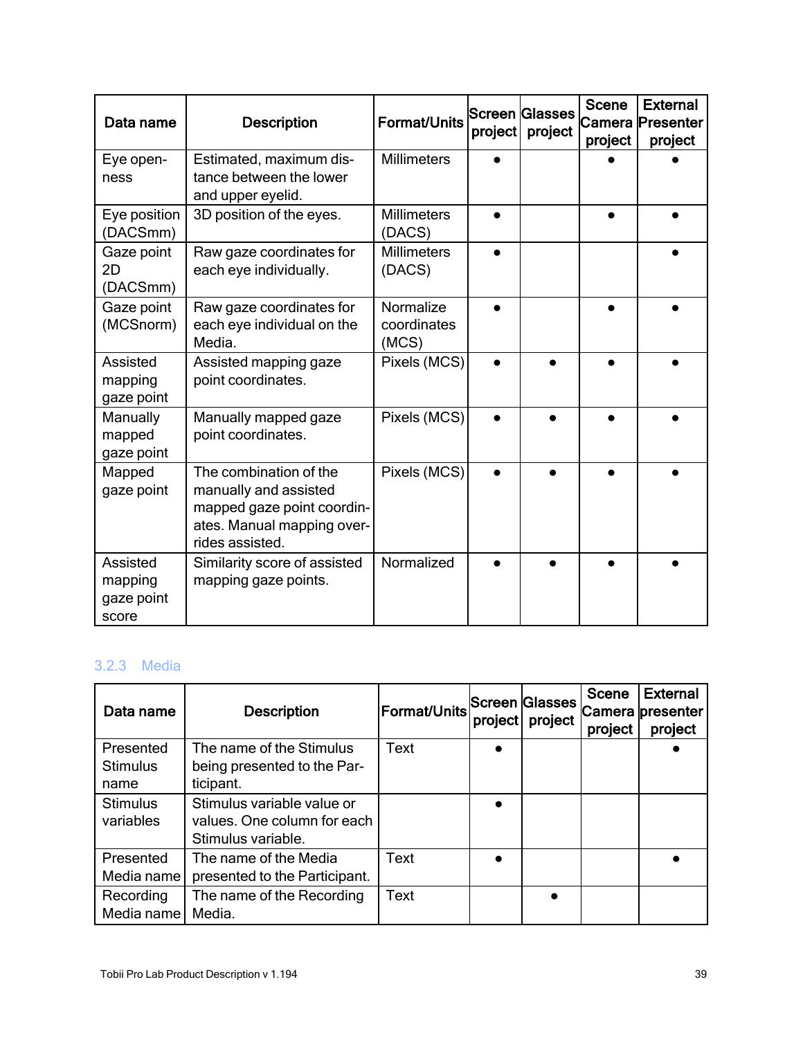| Data name | Description | Format/Units | Screen project | Glasses project | Scene Camera project | External Presenter project |
| --- | --- | --- | --- | --- | --- | --- |
| Eye openness | Estimated, maximum distance between the lower and upper eyelid. | Millimeters | ● | | ● | ● |
| Eye position (DACSmm) | 3D position of the eyes. | Millimeters (DACS) | ● | | ● | ● |
| Gaze point 2D (DACSmm) | Raw gaze coordinates for each eye individually. | Millimeters (DACS) | ● | | | ● |
| Gaze point (MCSnorm) | Raw gaze coordinates for each eye individual on the Media. | Normalize coordinates (MCS) | ● | | ● | ● |
| Assisted mapping gaze point | Assisted mapping gaze point coordinates. | Pixels (MCS) | ● | ● | ● | ● |
| Manually mapped gaze point | Manually mapped gaze point coordinates. | Pixels (MCS) | ● | ● | ● | ● |
| Mapped gaze point | The combination of the manually and assisted mapped gaze point coordinates. Manual mapping overrides assisted. | Pixels (MCS) | ● | ● | ● | ● |
| Assisted mapping gaze point score | Similarity score of assisted mapping gaze points. | Normalized | ● | ● | ● | ● |

### 3.2.3 Media

| Data name | Description | Format/Units | Screen project | Glasses project | Scene Camera project | External presenter project |
| --- | --- | --- | --- | --- | --- | --- |
| Presented Stimulus name | The name of the Stimulus being presented to the Participant. | Text | ● | | | ● |
| Stimulus variables | Stimulus variable value or values. One column for each Stimulus variable. | | ● | | | |
| Presented Media name | The name of the Media presented to the Participant. | Text | ● | | | ● |
| Recording Media name | The name of the Recording Media. | Text | | ● | | |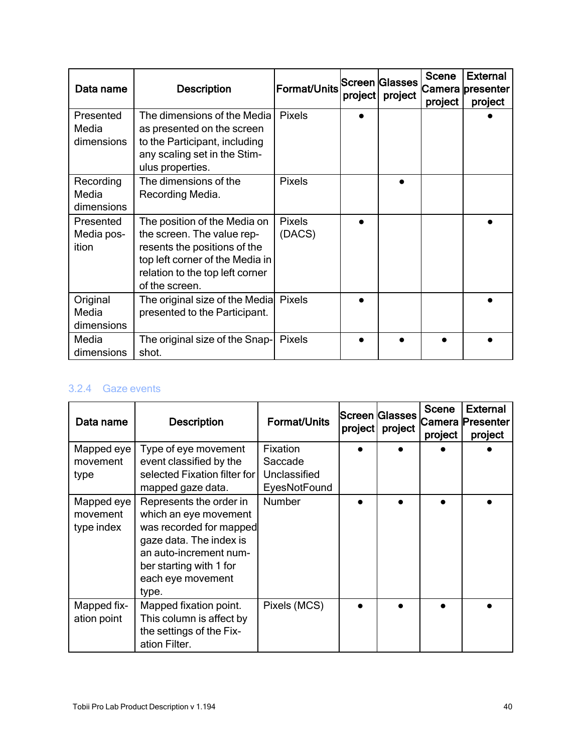| Data name | Description | Format/Units | Screen project | Glasses project | Scene Camera project | External presenter project |
|---|---|---|---|---|---|---|
| Presented Media dimensions | The dimensions of the Media as presented on the screen to the Participant, including any scaling set in the Stimulus properties. | Pixels | ● | | | ● |
| Recording Media dimensions | The dimensions of the Recording Media. | Pixels | | ● | | |
| Presented Media position | The position of the Media on the screen. The value represents the positions of the top left corner of the Media in relation to the top left corner of the screen. | Pixels (DACS) | ● | | | ● |
| Original Media dimensions | The original size of the Media presented to the Participant. | Pixels | ● | | | ● |
| Media dimensions | The original size of the Snapshot. | Pixels | ● | ● | ● | ● |

### 3.2.4 Gaze events

| Data name | Description | Format/Units | Screen project | Glasses project | Scene Camera project | External Presenter project |
|---|---|---|---|---|---|---|
| Mapped eye movement type | Type of eye movement event classified by the selected Fixation filter for mapped gaze data. | Fixation<br>Saccade<br>Unclassified<br>EyesNotFound | ● | ● | ● | ● |
| Mapped eye movement type index | Represents the order in which an eye movement was recorded for mapped gaze data. The index is an auto-increment number starting with 1 for each eye movement type. | Number | ● | ● | ● | ● |
| Mapped fixation point | Mapped fixation point. This column is affect by the settings of the Fixation Filter. | Pixels (MCS) | ● | ● | ● | ● |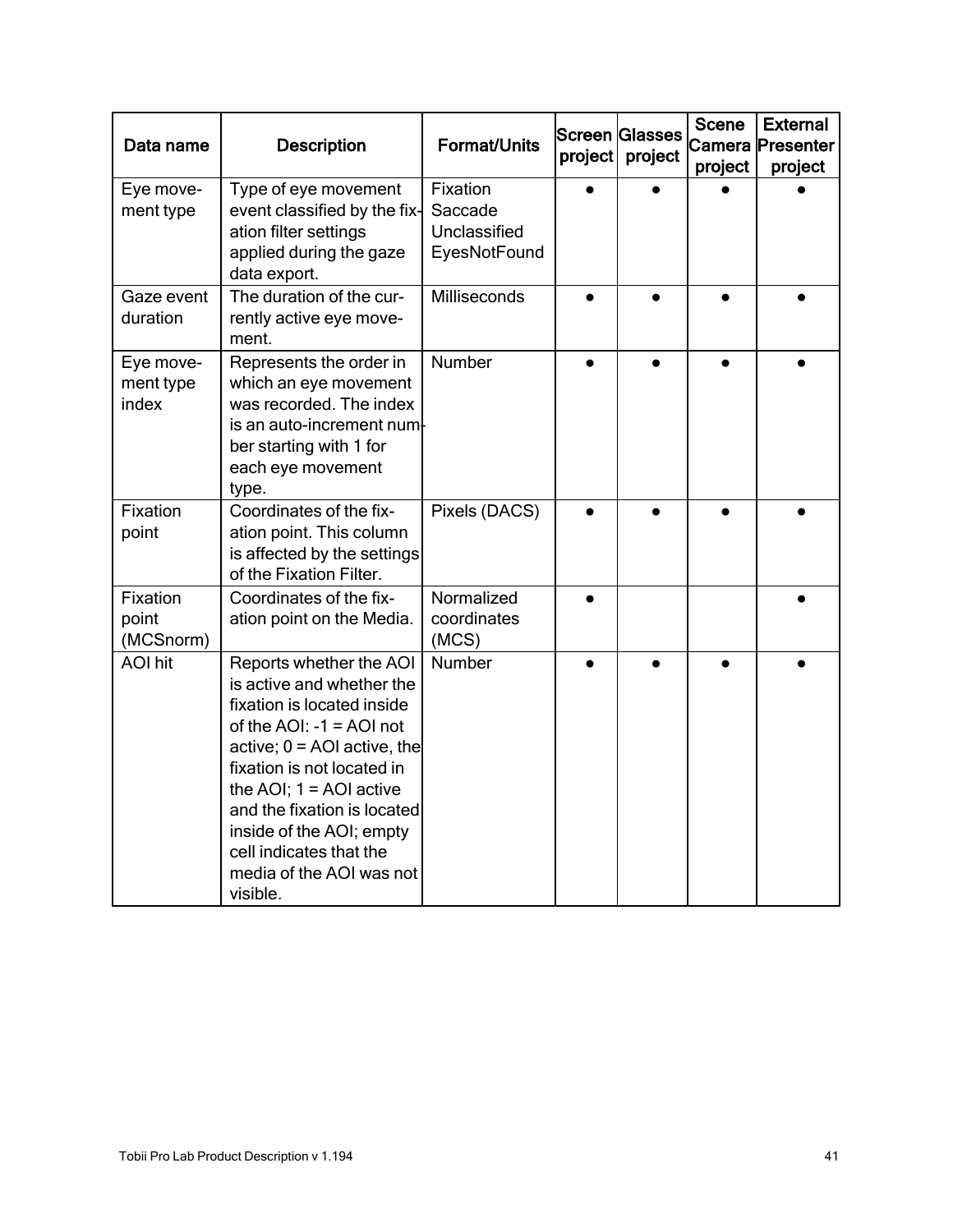| Data name | Description | Format/Units | Screen project | Glasses project | Scene Camera project | External Presenter project |
|---|---|---|---|---|---|---|
| Eye movement type | Type of eye movement event classified by the fixation filter settings applied during the gaze data export. | Fixation Saccade Unclassified EyesNotFound | ● | ● | ● | ● |
| Gaze event duration | The duration of the currently active eye movement. | Milliseconds | ● | ● | ● | ● |
| Eye movement type index | Represents the order in which an eye movement was recorded. The index is an auto-increment number starting with 1 for each eye movement type. | Number | ● | ● | ● | ● |
| Fixation point | Coordinates of the fixation point. This column is affected by the settings of the Fixation Filter. | Pixels (DACS) | ● | ● | ● | ● |
| Fixation point (MCSnorm) | Coordinates of the fixation point on the Media. | Normalized coordinates (MCS) | ● | | | ● |
| AOI hit | Reports whether the AOI is active and whether the fixation is located inside of the AOI: -1 = AOI not active; 0 = AOI active, the fixation is not located in the AOI; 1 = AOI active and the fixation is located inside of the AOI; empty cell indicates that the media of the AOI was not visible. | Number | ● | ● | ● | ● |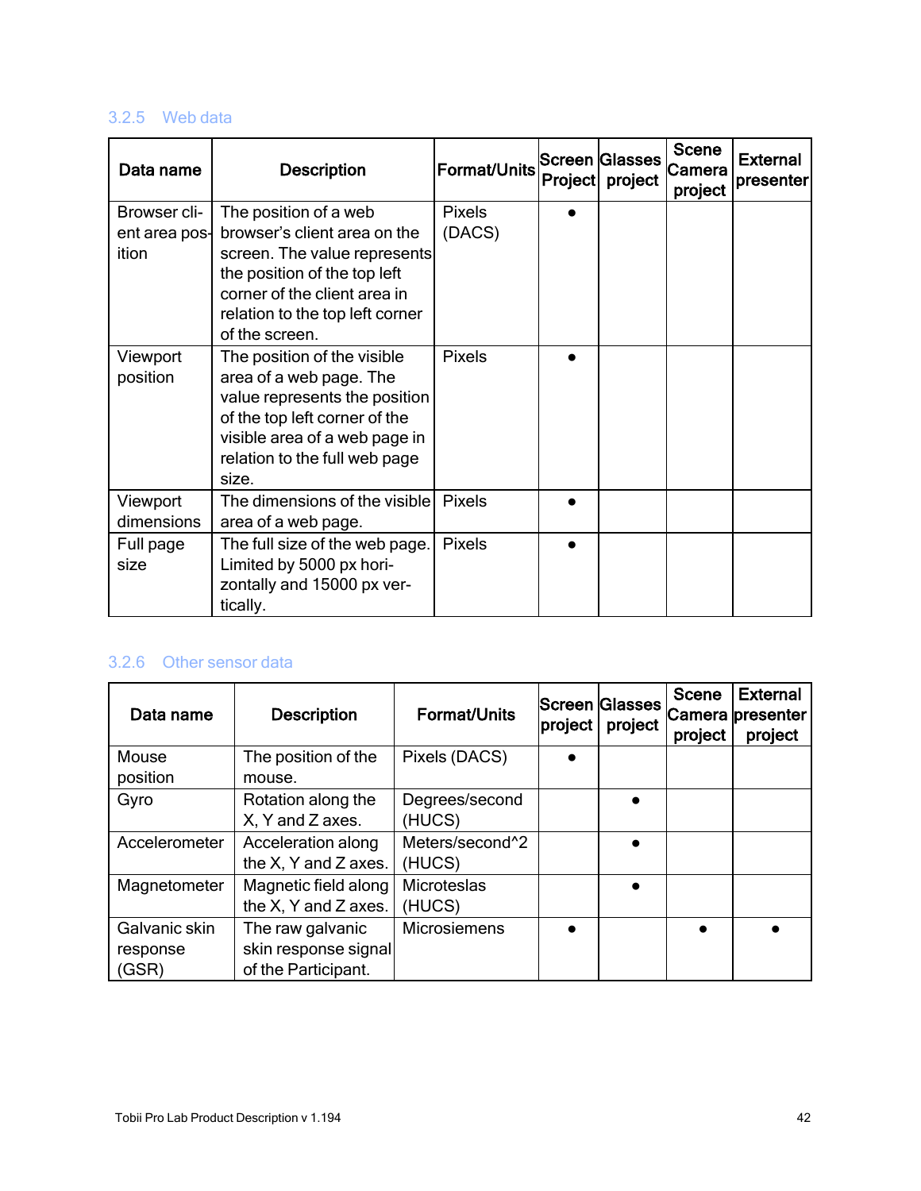### 3.2.5 Web data

| Data name | Description | Format/Units | Screen Project | Glasses project | Scene Camera project | External presenter |
|---|---|---|---|---|---|---|
| Browser client area position | The position of a web browser's client area on the screen. The value represents the position of the top left corner of the client area in relation to the top left corner of the screen. | Pixels (DACS) | ● | | | |
| Viewport position | The position of the visible area of a web page. The value represents the position of the top left corner of the visible area of a web page in relation to the full web page size. | Pixels | ● | | | |
| Viewport dimensions | The dimensions of the visible area of a web page. | Pixels | ● | | | |
| Full page size | The full size of the web page. Limited by 5000 px horizontally and 15000 px vertically. | Pixels | ● | | | |

### 3.2.6 Other sensor data

| Data name | Description | Format/Units | Screen project | Glasses project | Scene Camera project | External presenter project |
|---|---|---|---|---|---|---|
| Mouse position | The position of the mouse. | Pixels (DACS) | ● | | | |
| Gyro | Rotation along the X, Y and Z axes. | Degrees/second (HUCS) | | ● | | |
| Accelerometer | Acceleration along the X, Y and Z axes. | Meters/second^2 (HUCS) | | ● | | |
| Magnetometer | Magnetic field along the X, Y and Z axes. | Microteslas (HUCS) | | ● | | |
| Galvanic skin response (GSR) | The raw galvanic skin response signal of the Participant. | Microsiemens | ● | | ● | ● |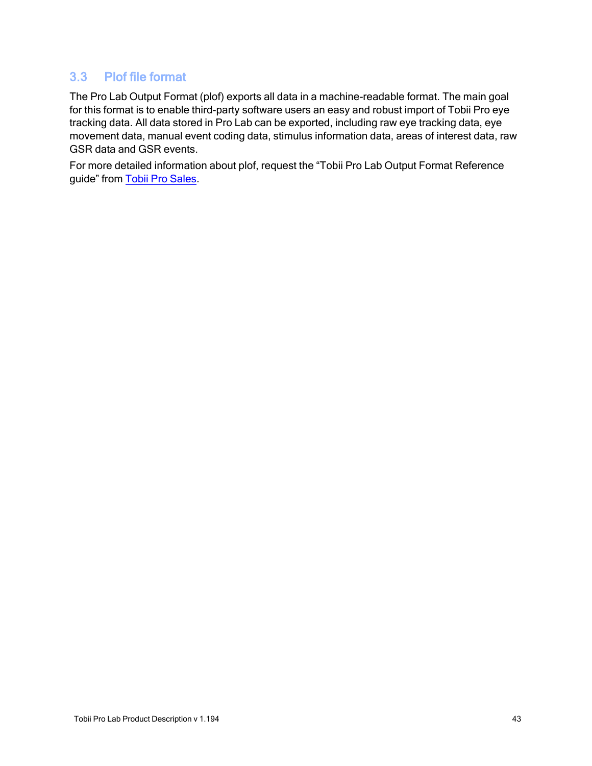## 3.3 Plof file format

The Pro Lab Output Format (plof) exports all data in a machine-readable format. The main goal for this format is to enable third-party software users an easy and robust import of Tobii Pro eye tracking data. All data stored in Pro Lab can be exported, including raw eye tracking data, eye movement data, manual event coding data, stimulus information data, areas of interest data, raw GSR data and GSR events.

For more detailed information about plof, request the “Tobii Pro Lab Output Format Reference guide” from Tobii Pro Sales.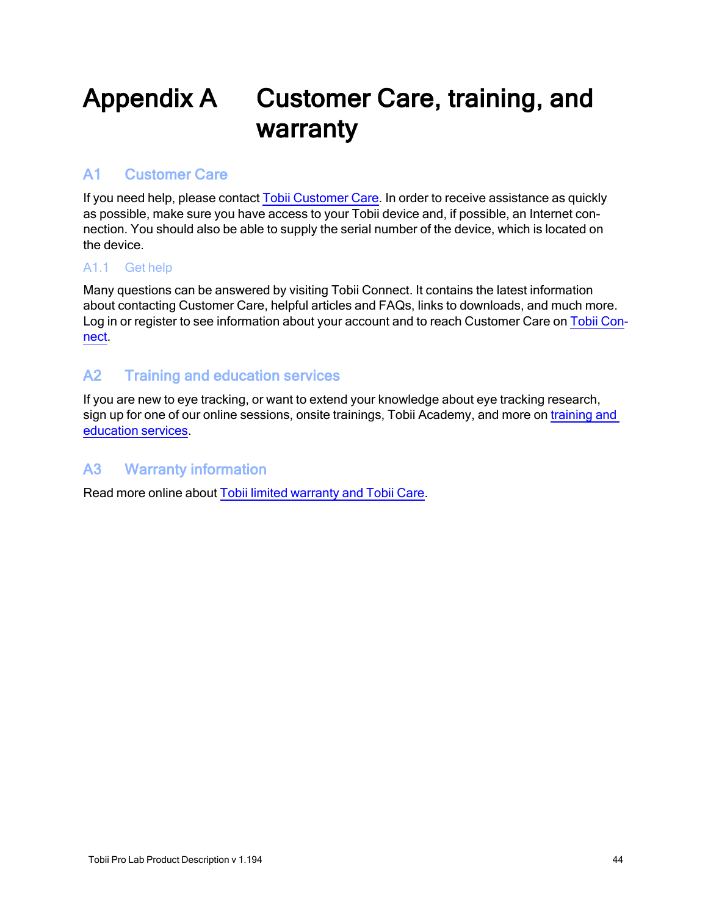# Appendix A Customer Care, training, and warranty

## A1 Customer Care

If you need help, please contact Tobii Customer Care. In order to receive assistance as quickly as possible, make sure you have access to your Tobii device and, if possible, an Internet connection. You should also be able to supply the serial number of the device, which is located on the device.

### A1.1 Get help

Many questions can be answered by visiting Tobii Connect. It contains the latest information about contacting Customer Care, helpful articles and FAQs, links to downloads, and much more. Log in or register to see information about your account and to reach Customer Care on Tobii Connect.

## A2 Training and education services

If you are new to eye tracking, or want to extend your knowledge about eye tracking research, sign up for one of our online sessions, onsite trainings, Tobii Academy, and more on training and education services.

## A3 Warranty information

Read more online about Tobii limited warranty and Tobii Care.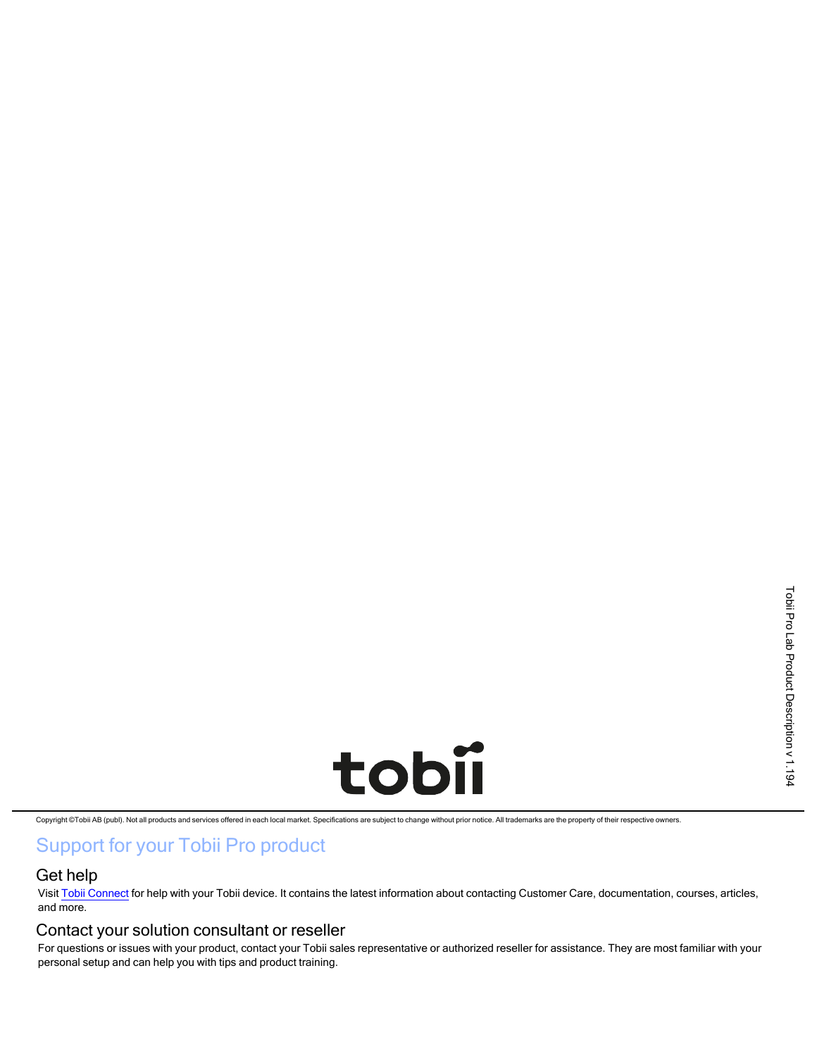Copyright ©Tobii AB (publ). Not all products and services offered in each local market. Specifications are subject to change without prior notice. All trademarks are the property of their respective owners.

## Support for your Tobii Pro product

### Get help

Visit Tobii Connect for help with your Tobii device. It contains the latest information about contacting Customer Care, documentation, courses, articles, and more.

### Contact your solution consultant or reseller

For questions or issues with your product, contact your Tobii sales representative or authorized reseller for assistance. They are most familiar with your personal setup and can help you with tips and product training.